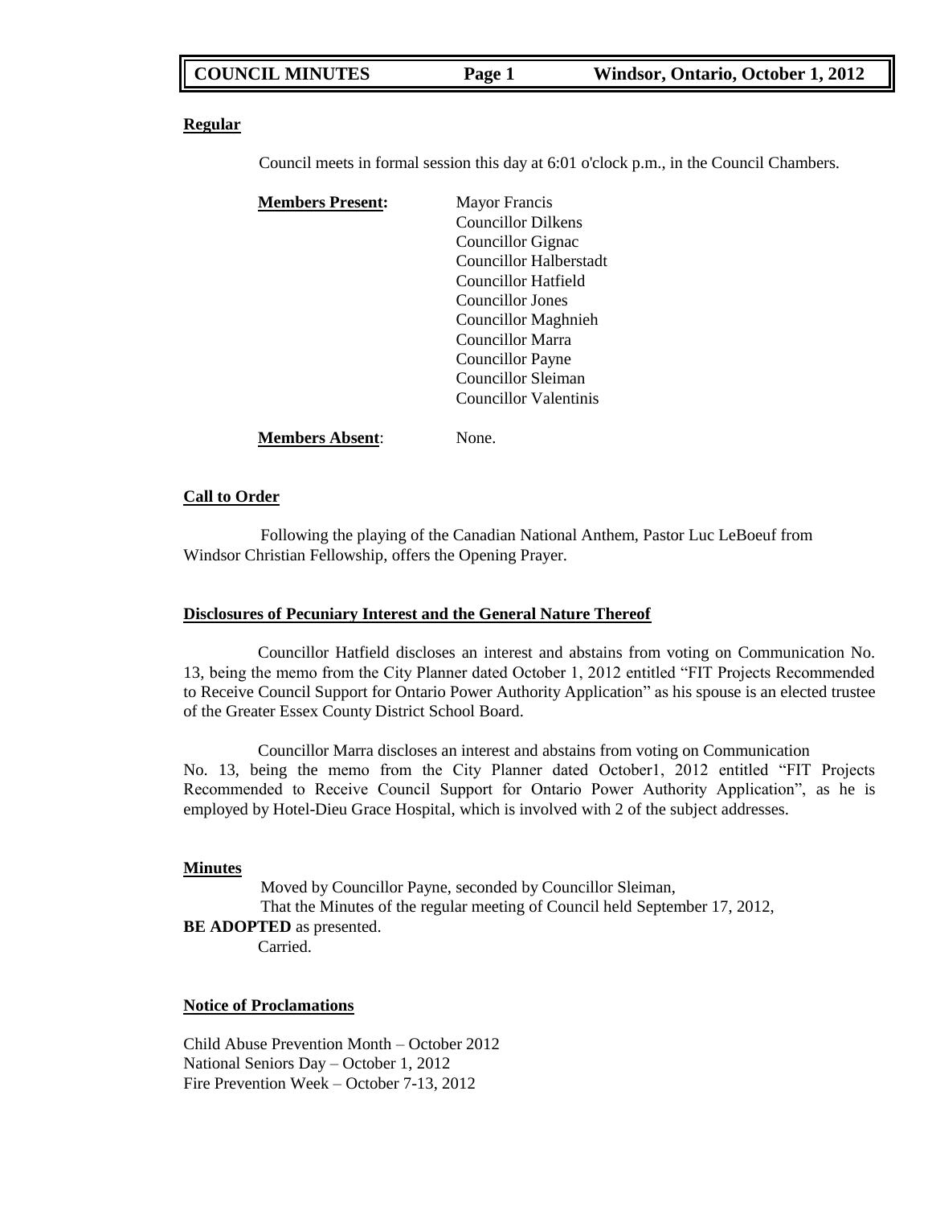## Regular

Council meets in formal session this day at 6:01 o'clock p.m., in the Council Chambers.

**Members Present:**

Mayor Francis
Councillor Dilkens
Councillor Gignac
Councillor Halberstadt
Councillor Hatfield
Councillor Jones
Councillor Maghnieh
Councillor Marra
Councillor Payne
Councillor Sleiman
Councillor Valentinis

**Members Absent**: None.

## Call to Order

Following the playing of the Canadian National Anthem, Pastor Luc LeBoeuf from Windsor Christian Fellowship, offers the Opening Prayer.

## Disclosures of Pecuniary Interest and the General Nature Thereof

Councillor Hatfield discloses an interest and abstains from voting on Communication No. 13, being the memo from the City Planner dated October 1, 2012 entitled "FIT Projects Recommended to Receive Council Support for Ontario Power Authority Application" as his spouse is an elected trustee of the Greater Essex County District School Board.

Councillor Marra discloses an interest and abstains from voting on Communication No. 13, being the memo from the City Planner dated October1, 2012 entitled "FIT Projects Recommended to Receive Council Support for Ontario Power Authority Application", as he is employed by Hotel-Dieu Grace Hospital, which is involved with 2 of the subject addresses.

## Minutes

Moved by Councillor Payne, seconded by Councillor Sleiman,
That the Minutes of the regular meeting of Council held September 17, 2012, **BE ADOPTED** as presented.
Carried.

## Notice of Proclamations

Child Abuse Prevention Month – October 2012
National Seniors Day – October 1, 2012
Fire Prevention Week – October 7-13, 2012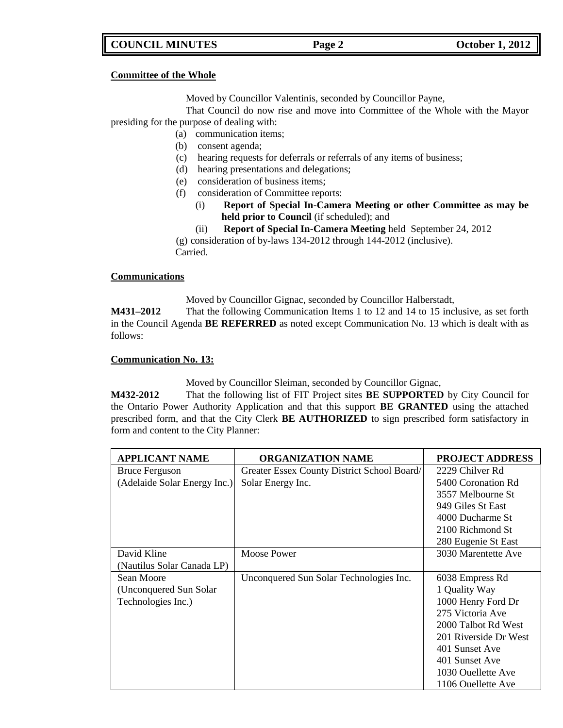**Committee of the Whole**

Moved by Councillor Valentinis, seconded by Councillor Payne,

That Council do now rise and move into Committee of the Whole with the Mayor presiding for the purpose of dealing with:

(a) communication items;
(b) consent agenda;
(c) hearing requests for deferrals or referrals of any items of business;
(d) hearing presentations and delegations;
(e) consideration of business items;
(f) consideration of Committee reports:
 (i) **Report of Special In-Camera Meeting or other Committee as may be held prior to Council** (if scheduled); and
 (ii) **Report of Special In-Camera Meeting** held September 24, 2012
(g) consideration of by-laws 134-2012 through 144-2012 (inclusive).

Carried.

**Communications**

Moved by Councillor Gignac, seconded by Councillor Halberstadt,

**M431–2012** That the following Communication Items 1 to 12 and 14 to 15 inclusive, as set forth in the Council Agenda **BE REFERRED** as noted except Communication No. 13 which is dealt with as follows:

**Communication No. 13:**

Moved by Councillor Sleiman, seconded by Councillor Gignac,

**M432-2012** That the following list of FIT Project sites **BE SUPPORTED** by City Council for the Ontario Power Authority Application and that this support **BE GRANTED** using the attached prescribed form, and that the City Clerk **BE AUTHORIZED** to sign prescribed form satisfactory in form and content to the City Planner:

| APPLICANT NAME | ORGANIZATION NAME | PROJECT ADDRESS |
|---|---|---|
| Bruce Ferguson (Adelaide Solar Energy Inc.) | Greater Essex County District School Board/ Solar Energy Inc. | 2229 Chilver Rd<br>5400 Coronation Rd<br>3557 Melbourne St<br>949 Giles St East<br>4000 Ducharme St<br>2100 Richmond St<br>280 Eugenie St East |
| David Kline (Nautilus Solar Canada LP) | Moose Power | 3030 Marentette Ave |
| Sean Moore (Unconquered Sun Solar Technologies Inc.) | Unconquered Sun Solar Technologies Inc. | 6038 Empress Rd<br>1 Quality Way<br>1000 Henry Ford Dr<br>275 Victoria Ave<br>2000 Talbot Rd West<br>201 Riverside Dr West<br>401 Sunset Ave<br>401 Sunset Ave<br>1030 Ouellette Ave<br>1106 Ouellette Ave |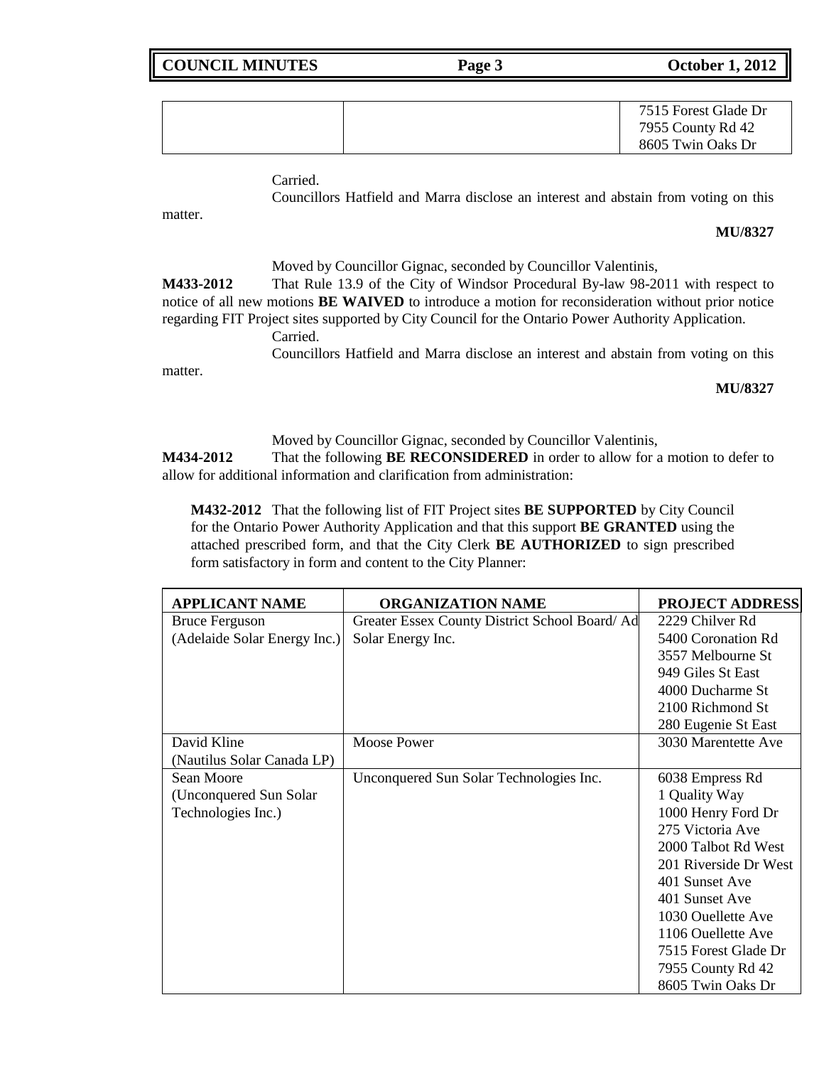| | | |
|---|---|---|
| | | 7515 Forest Glade Dr<br>7955 County Rd 42<br>8605 Twin Oaks Dr |

Carried.

Councillors Hatfield and Marra disclose an interest and abstain from voting on this matter.

**MU/8327**

Moved by Councillor Gignac, seconded by Councillor Valentinis,

**M433-2012** That Rule 13.9 of the City of Windsor Procedural By-law 98-2011 with respect to notice of all new motions **BE WAIVED** to introduce a motion for reconsideration without prior notice regarding FIT Project sites supported by City Council for the Ontario Power Authority Application.

Carried.

Councillors Hatfield and Marra disclose an interest and abstain from voting on this matter.

**MU/8327**

Moved by Councillor Gignac, seconded by Councillor Valentinis,

**M434-2012** That the following **BE RECONSIDERED** in order to allow for a motion to defer to allow for additional information and clarification from administration:

> **M432-2012** That the following list of FIT Project sites **BE SUPPORTED** by City Council for the Ontario Power Authority Application and that this support **BE GRANTED** using the attached prescribed form, and that the City Clerk **BE AUTHORIZED** to sign prescribed form satisfactory in form and content to the City Planner:

| **APPLICANT NAME** | **ORGANIZATION NAME** | **PROJECT ADDRESS** |
|---|---|---|
| Bruce Ferguson (Adelaide Solar Energy Inc.) | Greater Essex County District School Board/ Ad Solar Energy Inc. | 2229 Chilver Rd<br>5400 Coronation Rd<br>3557 Melbourne St<br>949 Giles St East<br>4000 Ducharme St<br>2100 Richmond St<br>280 Eugenie St East |
| David Kline (Nautilus Solar Canada LP) | Moose Power | 3030 Marentette Ave |
| Sean Moore (Unconquered Sun Solar Technologies Inc.) | Unconquered Sun Solar Technologies Inc. | 6038 Empress Rd<br>1 Quality Way<br>1000 Henry Ford Dr<br>275 Victoria Ave<br>2000 Talbot Rd West<br>201 Riverside Dr West<br>401 Sunset Ave<br>401 Sunset Ave<br>1030 Ouellette Ave<br>1106 Ouellette Ave<br>7515 Forest Glade Dr<br>7955 County Rd 42<br>8605 Twin Oaks Dr |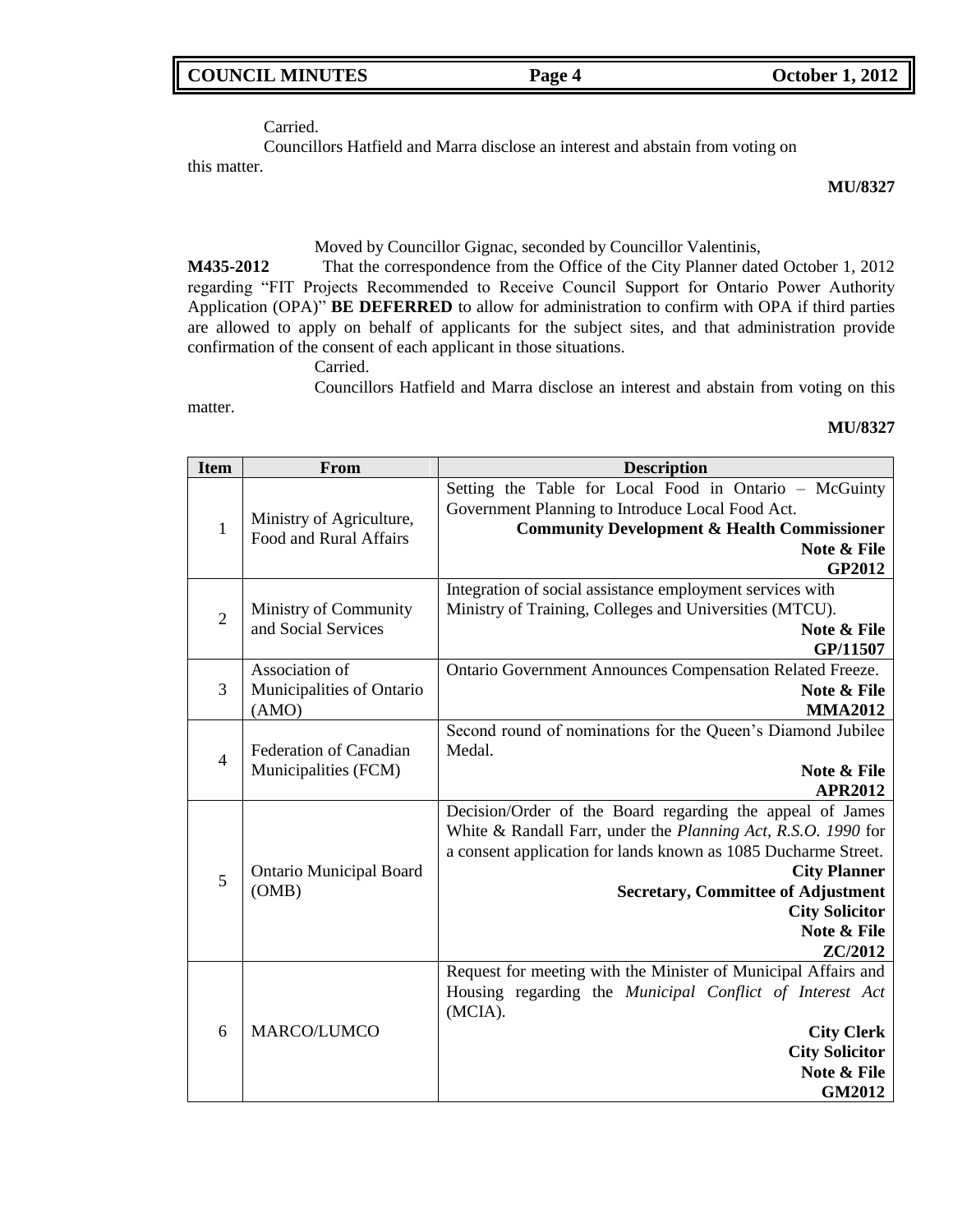Carried.

Councillors Hatfield and Marra disclose an interest and abstain from voting on this matter.

**MU/8327**

Moved by Councillor Gignac, seconded by Councillor Valentinis,

**M435-2012** That the correspondence from the Office of the City Planner dated October 1, 2012 regarding "FIT Projects Recommended to Receive Council Support for Ontario Power Authority Application (OPA)" **BE DEFERRED** to allow for administration to confirm with OPA if third parties are allowed to apply on behalf of applicants for the subject sites, and that administration provide confirmation of the consent of each applicant in those situations.

Carried.

Councillors Hatfield and Marra disclose an interest and abstain from voting on this matter.

**MU/8327**

| Item | From | Description |
|---|---|---|
| 1 | Ministry of Agriculture, Food and Rural Affairs | Setting the Table for Local Food in Ontario – McGuinty Government Planning to Introduce Local Food Act. **Community Development & Health Commissioner** **Note & File** **GP2012** |
| 2 | Ministry of Community and Social Services | Integration of social assistance employment services with Ministry of Training, Colleges and Universities (MTCU). **Note & File** **GP/11507** |
| 3 | Association of Municipalities of Ontario (AMO) | Ontario Government Announces Compensation Related Freeze. **Note & File** **MMA2012** |
| 4 | Federation of Canadian Municipalities (FCM) | Second round of nominations for the Queen's Diamond Jubilee Medal. **Note & File** **APR2012** |
| 5 | Ontario Municipal Board (OMB) | Decision/Order of the Board regarding the appeal of James White & Randall Farr, under the *Planning Act, R.S.O. 1990* for a consent application for lands known as 1085 Ducharme Street. **City Planner** **Secretary, Committee of Adjustment** **City Solicitor** **Note & File** **ZC/2012** |
| 6 | MARCO/LUMCO | Request for meeting with the Minister of Municipal Affairs and Housing regarding the *Municipal Conflict of Interest Act* (MCIA). **City Clerk** **City Solicitor** **Note & File** **GM2012** |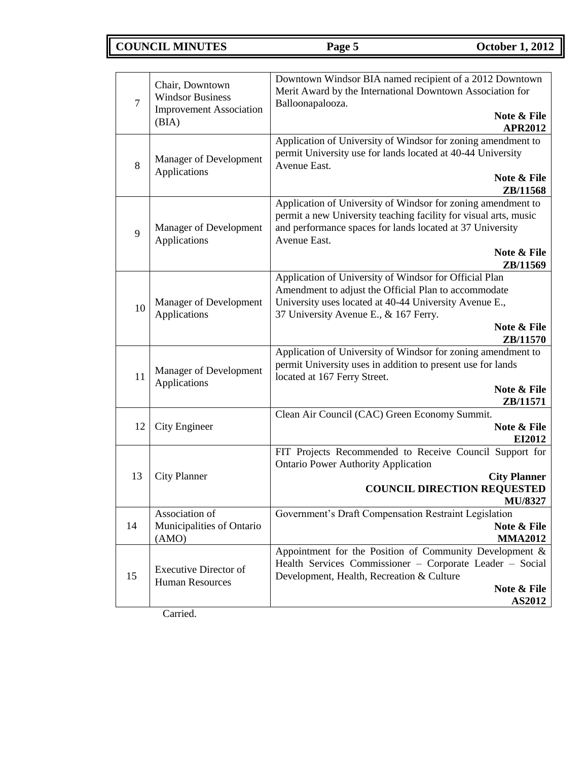| | | |
|---|---|---|
| 7 | Chair, Downtown Windsor Business Improvement Association (BIA) | Downtown Windsor BIA named recipient of a 2012 Downtown Merit Award by the International Downtown Association for Balloonapalooza. **Note & File** **APR2012** |
| 8 | Manager of Development Applications | Application of University of Windsor for zoning amendment to permit University use for lands located at 40-44 University Avenue East. **Note & File** **ZB/11568** |
| 9 | Manager of Development Applications | Application of University of Windsor for zoning amendment to permit a new University teaching facility for visual arts, music and performance spaces for lands located at 37 University Avenue East. **Note & File** **ZB/11569** |
| 10 | Manager of Development Applications | Application of University of Windsor for Official Plan Amendment to adjust the Official Plan to accommodate University uses located at 40-44 University Avenue E., 37 University Avenue E., & 167 Ferry. **Note & File** **ZB/11570** |
| 11 | Manager of Development Applications | Application of University of Windsor for zoning amendment to permit University uses in addition to present use for lands located at 167 Ferry Street. **Note & File** **ZB/11571** |
| 12 | City Engineer | Clean Air Council (CAC) Green Economy Summit. **Note & File** **EI2012** |
| 13 | City Planner | FIT Projects Recommended to Receive Council Support for Ontario Power Authority Application **City Planner** **COUNCIL DIRECTION REQUESTED** **MU/8327** |
| 14 | Association of Municipalities of Ontario (AMO) | Government's Draft Compensation Restraint Legislation **Note & File** **MMA2012** |
| 15 | Executive Director of Human Resources | Appointment for the Position of Community Development & Health Services Commissioner – Corporate Leader – Social Development, Health, Recreation & Culture **Note & File** **AS2012** |

Carried.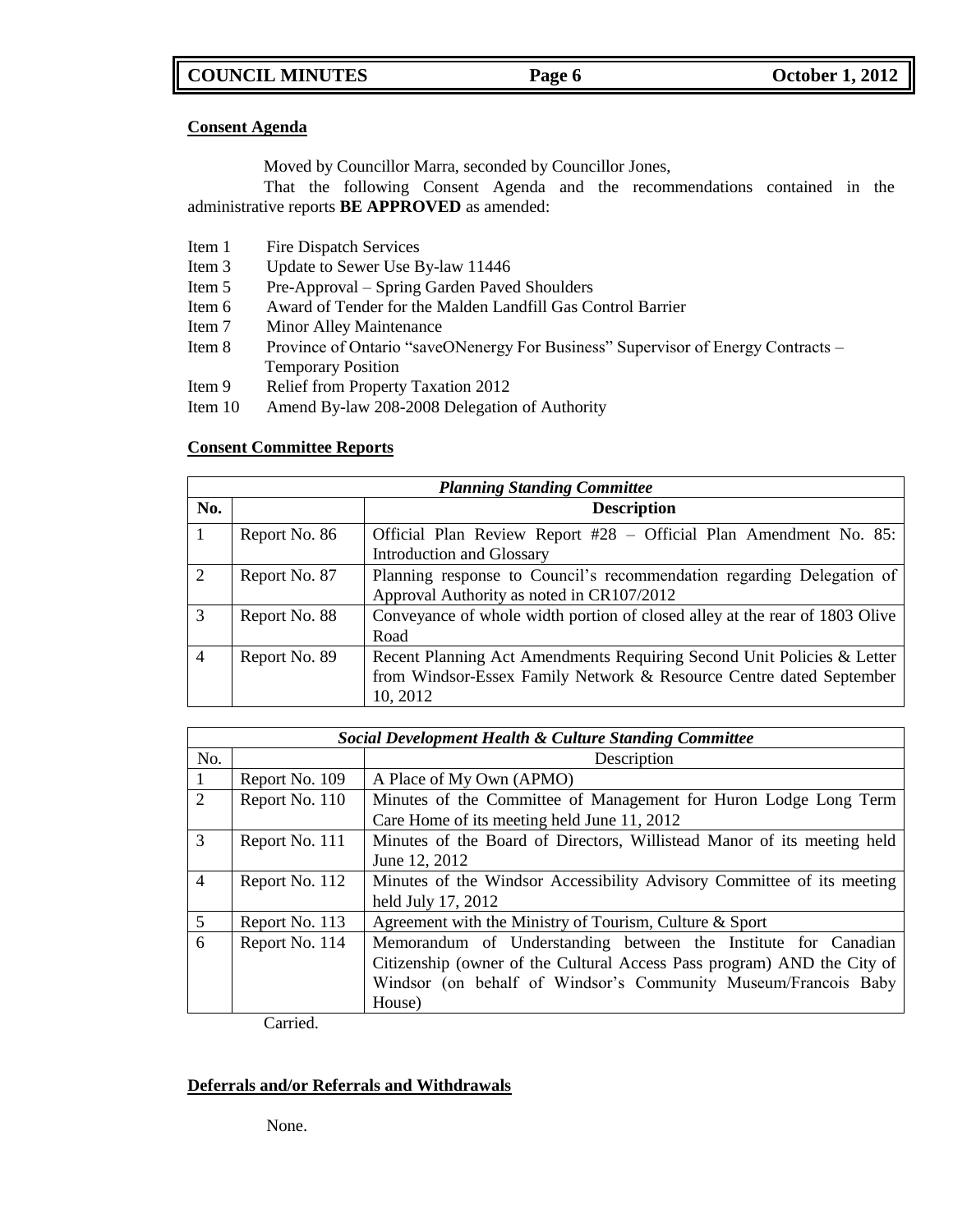## Consent Agenda

Moved by Councillor Marra, seconded by Councillor Jones,

That the following Consent Agenda and the recommendations contained in the administrative reports **BE APPROVED** as amended:

- Item 1 Fire Dispatch Services
- Item 3 Update to Sewer Use By-law 11446
- Item 5 Pre-Approval – Spring Garden Paved Shoulders
- Item 6 Award of Tender for the Malden Landfill Gas Control Barrier
- Item 7 Minor Alley Maintenance
- Item 8 Province of Ontario "saveONenergy For Business" Supervisor of Energy Contracts – Temporary Position
- Item 9 Relief from Property Taxation 2012
- Item 10 Amend By-law 208-2008 Delegation of Authority

## Consent Committee Reports

| *Planning Standing Committee* | | |
|---|---|---|
| **No.** | | **Description** |
| 1 | Report No. 86 | Official Plan Review Report #28 – Official Plan Amendment No. 85: Introduction and Glossary |
| 2 | Report No. 87 | Planning response to Council's recommendation regarding Delegation of Approval Authority as noted in CR107/2012 |
| 3 | Report No. 88 | Conveyance of whole width portion of closed alley at the rear of 1803 Olive Road |
| 4 | Report No. 89 | Recent Planning Act Amendments Requiring Second Unit Policies & Letter from Windsor-Essex Family Network & Resource Centre dated September 10, 2012 |

| *Social Development Health & Culture Standing Committee* | | |
|---|---|---|
| No. | | Description |
| 1 | Report No. 109 | A Place of My Own (APMO) |
| 2 | Report No. 110 | Minutes of the Committee of Management for Huron Lodge Long Term Care Home of its meeting held June 11, 2012 |
| 3 | Report No. 111 | Minutes of the Board of Directors, Willistead Manor of its meeting held June 12, 2012 |
| 4 | Report No. 112 | Minutes of the Windsor Accessibility Advisory Committee of its meeting held July 17, 2012 |
| 5 | Report No. 113 | Agreement with the Ministry of Tourism, Culture & Sport |
| 6 | Report No. 114 | Memorandum of Understanding between the Institute for Canadian Citizenship (owner of the Cultural Access Pass program) AND the City of Windsor (on behalf of Windsor's Community Museum/Francois Baby House) |

Carried.

## Deferrals and/or Referrals and Withdrawals

None.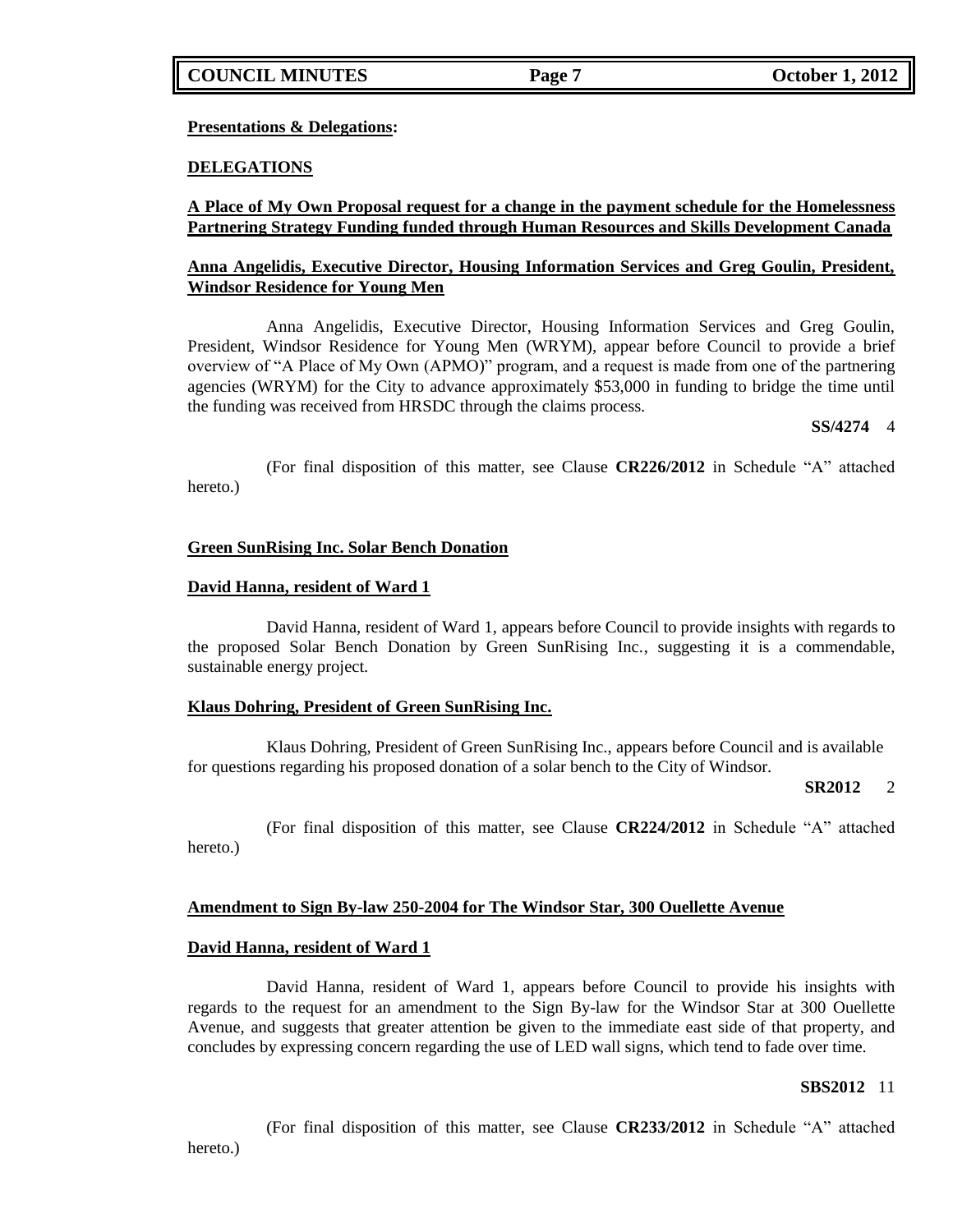**Presentations & Delegations:**

**DELEGATIONS**

**A Place of My Own Proposal request for a change in the payment schedule for the Homelessness Partnering Strategy Funding funded through Human Resources and Skills Development Canada**

**Anna Angelidis, Executive Director, Housing Information Services and Greg Goulin, President, Windsor Residence for Young Men**

Anna Angelidis, Executive Director, Housing Information Services and Greg Goulin, President, Windsor Residence for Young Men (WRYM), appear before Council to provide a brief overview of "A Place of My Own (APMO)" program, and a request is made from one of the partnering agencies (WRYM) for the City to advance approximately $53,000 in funding to bridge the time until the funding was received from HRSDC through the claims process.

**SS/4274** 4

(For final disposition of this matter, see Clause **CR226/2012** in Schedule "A" attached hereto.)

**Green SunRising Inc. Solar Bench Donation**

**David Hanna, resident of Ward 1**

David Hanna, resident of Ward 1, appears before Council to provide insights with regards to the proposed Solar Bench Donation by Green SunRising Inc., suggesting it is a commendable, sustainable energy project.

**Klaus Dohring, President of Green SunRising Inc.**

Klaus Dohring, President of Green SunRising Inc., appears before Council and is available for questions regarding his proposed donation of a solar bench to the City of Windsor.

**SR2012** 2

(For final disposition of this matter, see Clause **CR224/2012** in Schedule "A" attached hereto.)

**Amendment to Sign By-law 250-2004 for The Windsor Star, 300 Ouellette Avenue**

**David Hanna, resident of Ward 1**

David Hanna, resident of Ward 1, appears before Council to provide his insights with regards to the request for an amendment to the Sign By-law for the Windsor Star at 300 Ouellette Avenue, and suggests that greater attention be given to the immediate east side of that property, and concludes by expressing concern regarding the use of LED wall signs, which tend to fade over time.

**SBS2012** 11

(For final disposition of this matter, see Clause **CR233/2012** in Schedule "A" attached hereto.)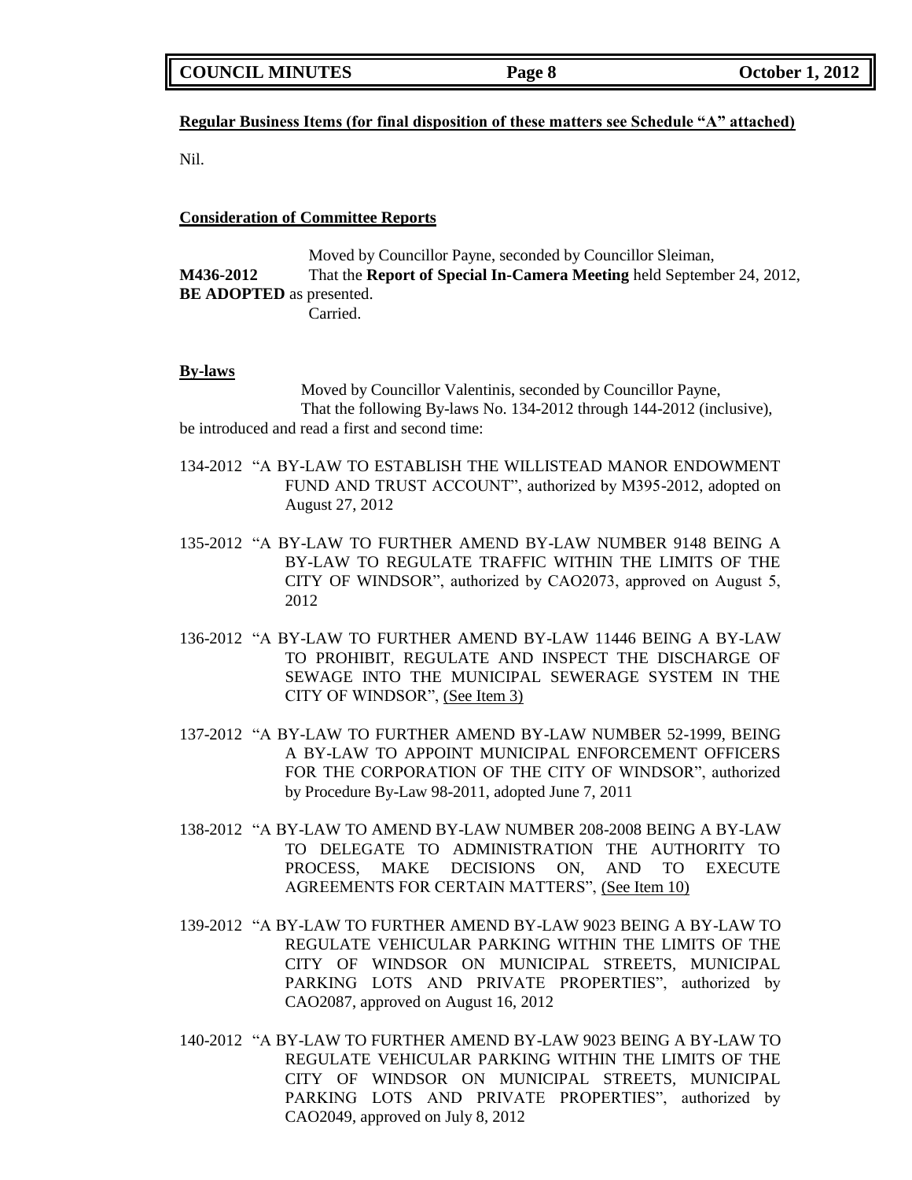**Regular Business Items (for final disposition of these matters see Schedule "A" attached)**

Nil.

**Consideration of Committee Reports**

Moved by Councillor Payne, seconded by Councillor Sleiman,

**M436-2012** That the **Report of Special In-Camera Meeting** held September 24, 2012, **BE ADOPTED** as presented.

Carried.

**By-laws**

Moved by Councillor Valentinis, seconded by Councillor Payne,

That the following By-laws No. 134-2012 through 144-2012 (inclusive), be introduced and read a first and second time:

134-2012 "A BY-LAW TO ESTABLISH THE WILLISTEAD MANOR ENDOWMENT FUND AND TRUST ACCOUNT", authorized by M395-2012, adopted on August 27, 2012

135-2012 "A BY-LAW TO FURTHER AMEND BY-LAW NUMBER 9148 BEING A BY-LAW TO REGULATE TRAFFIC WITHIN THE LIMITS OF THE CITY OF WINDSOR", authorized by CAO2073, approved on August 5, 2012

136-2012 "A BY-LAW TO FURTHER AMEND BY-LAW 11446 BEING A BY-LAW TO PROHIBIT, REGULATE AND INSPECT THE DISCHARGE OF SEWAGE INTO THE MUNICIPAL SEWERAGE SYSTEM IN THE CITY OF WINDSOR", (See Item 3)

137-2012 "A BY-LAW TO FURTHER AMEND BY-LAW NUMBER 52-1999, BEING A BY-LAW TO APPOINT MUNICIPAL ENFORCEMENT OFFICERS FOR THE CORPORATION OF THE CITY OF WINDSOR", authorized by Procedure By-Law 98-2011, adopted June 7, 2011

138-2012 "A BY-LAW TO AMEND BY-LAW NUMBER 208-2008 BEING A BY-LAW TO DELEGATE TO ADMINISTRATION THE AUTHORITY TO PROCESS, MAKE DECISIONS ON, AND TO EXECUTE AGREEMENTS FOR CERTAIN MATTERS", (See Item 10)

139-2012 "A BY-LAW TO FURTHER AMEND BY-LAW 9023 BEING A BY-LAW TO REGULATE VEHICULAR PARKING WITHIN THE LIMITS OF THE CITY OF WINDSOR ON MUNICIPAL STREETS, MUNICIPAL PARKING LOTS AND PRIVATE PROPERTIES", authorized by CAO2087, approved on August 16, 2012

140-2012 "A BY-LAW TO FURTHER AMEND BY-LAW 9023 BEING A BY-LAW TO REGULATE VEHICULAR PARKING WITHIN THE LIMITS OF THE CITY OF WINDSOR ON MUNICIPAL STREETS, MUNICIPAL PARKING LOTS AND PRIVATE PROPERTIES", authorized by CAO2049, approved on July 8, 2012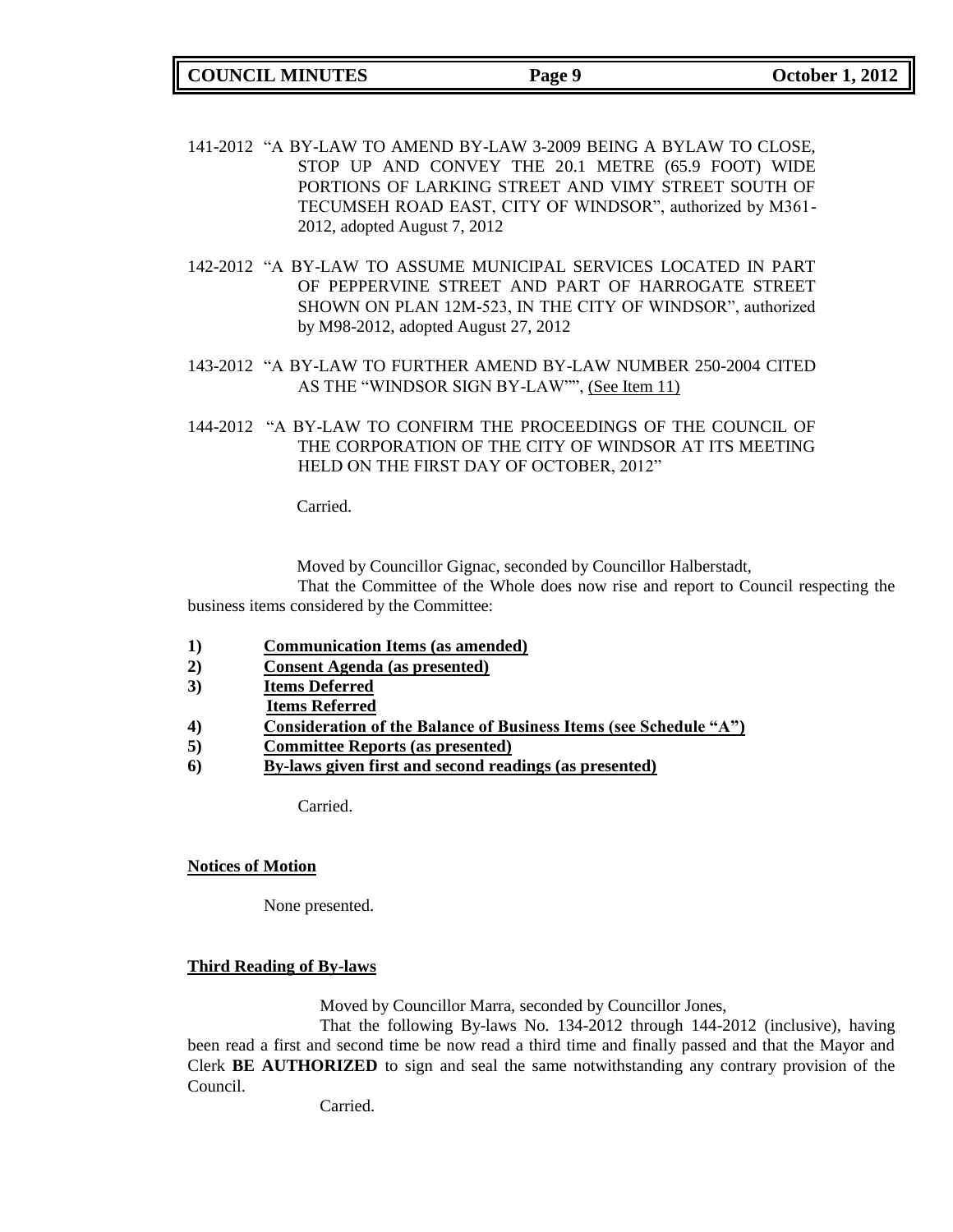141-2012 "A BY-LAW TO AMEND BY-LAW 3-2009 BEING A BYLAW TO CLOSE, STOP UP AND CONVEY THE 20.1 METRE (65.9 FOOT) WIDE PORTIONS OF LARKING STREET AND VIMY STREET SOUTH OF TECUMSEH ROAD EAST, CITY OF WINDSOR", authorized by M361-2012, adopted August 7, 2012

142-2012 "A BY-LAW TO ASSUME MUNICIPAL SERVICES LOCATED IN PART OF PEPPERVINE STREET AND PART OF HARROGATE STREET SHOWN ON PLAN 12M-523, IN THE CITY OF WINDSOR", authorized by M98-2012, adopted August 27, 2012

143-2012 "A BY-LAW TO FURTHER AMEND BY-LAW NUMBER 250-2004 CITED AS THE "WINDSOR SIGN BY-LAW"", (See Item 11)

144-2012 "A BY-LAW TO CONFIRM THE PROCEEDINGS OF THE COUNCIL OF THE CORPORATION OF THE CITY OF WINDSOR AT ITS MEETING HELD ON THE FIRST DAY OF OCTOBER, 2012"

Carried.

Moved by Councillor Gignac, seconded by Councillor Halberstadt,

That the Committee of the Whole does now rise and report to Council respecting the business items considered by the Committee:

1) **Communication Items (as amended)**
2) **Consent Agenda (as presented)**
3) **Items Deferred**
   **Items Referred**
4) **Consideration of the Balance of Business Items (see Schedule "A")**
5) **Committee Reports (as presented)**
6) **By-laws given first and second readings (as presented)**

Carried.

**Notices of Motion**

None presented.

**Third Reading of By-laws**

Moved by Councillor Marra, seconded by Councillor Jones,

That the following By-laws No. 134-2012 through 144-2012 (inclusive), having been read a first and second time be now read a third time and finally passed and that the Mayor and Clerk **BE AUTHORIZED** to sign and seal the same notwithstanding any contrary provision of the Council.

Carried.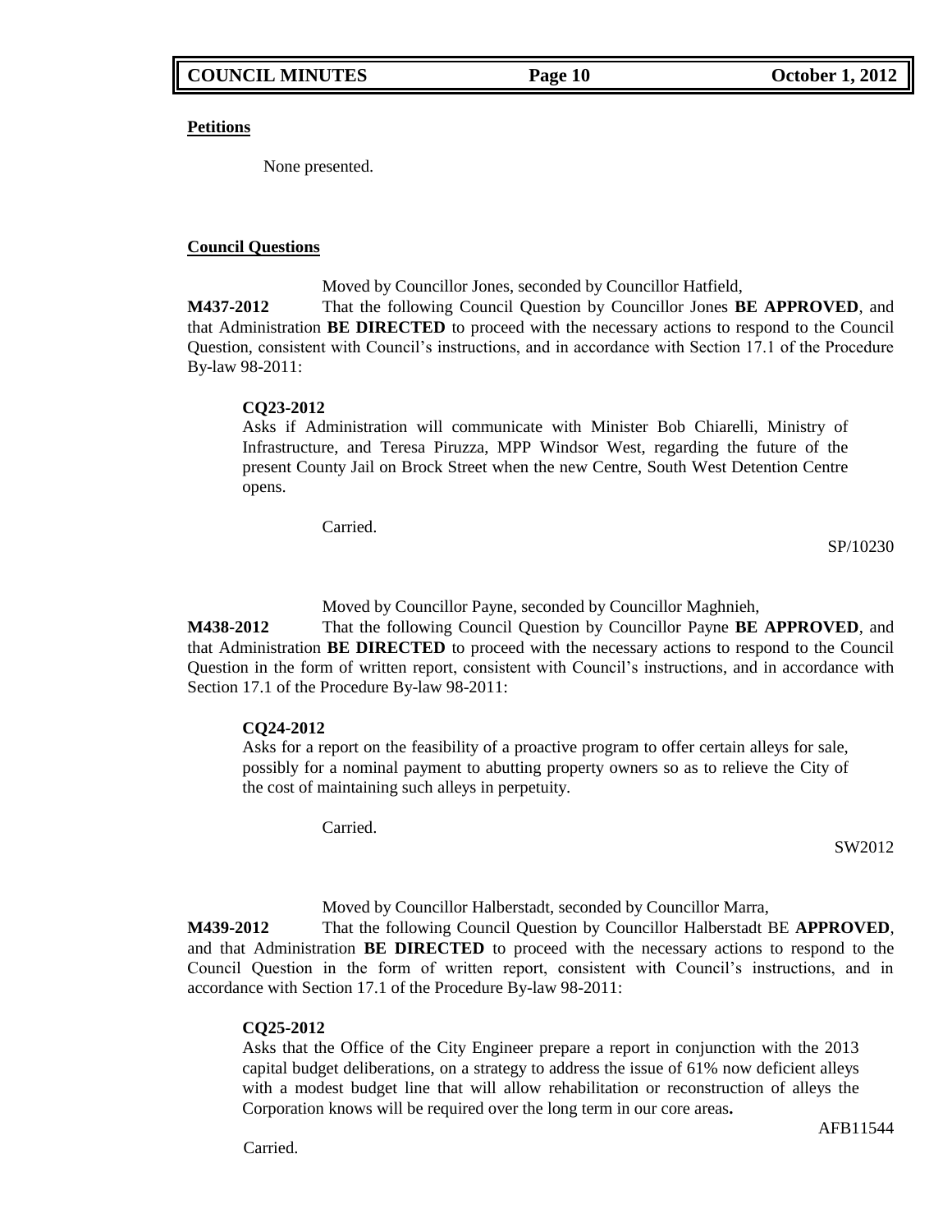**Petitions**

None presented.

**Council Questions**

Moved by Councillor Jones, seconded by Councillor Hatfield,

**M437-2012** That the following Council Question by Councillor Jones **BE APPROVED**, and that Administration **BE DIRECTED** to proceed with the necessary actions to respond to the Council Question, consistent with Council's instructions, and in accordance with Section 17.1 of the Procedure By-law 98-2011:

> **CQ23-2012**
> Asks if Administration will communicate with Minister Bob Chiarelli, Ministry of Infrastructure, and Teresa Piruzza, MPP Windsor West, regarding the future of the present County Jail on Brock Street when the new Centre, South West Detention Centre opens.

Carried.

SP/10230

Moved by Councillor Payne, seconded by Councillor Maghnieh,

**M438-2012** That the following Council Question by Councillor Payne **BE APPROVED**, and that Administration **BE DIRECTED** to proceed with the necessary actions to respond to the Council Question in the form of written report, consistent with Council's instructions, and in accordance with Section 17.1 of the Procedure By-law 98-2011:

> **CQ24-2012**
> Asks for a report on the feasibility of a proactive program to offer certain alleys for sale, possibly for a nominal payment to abutting property owners so as to relieve the City of the cost of maintaining such alleys in perpetuity.

Carried.

SW2012

Moved by Councillor Halberstadt, seconded by Councillor Marra,

**M439-2012** That the following Council Question by Councillor Halberstadt BE **APPROVED**, and that Administration **BE DIRECTED** to proceed with the necessary actions to respond to the Council Question in the form of written report, consistent with Council's instructions, and in accordance with Section 17.1 of the Procedure By-law 98-2011:

> **CQ25-2012**
> Asks that the Office of the City Engineer prepare a report in conjunction with the 2013 capital budget deliberations, on a strategy to address the issue of 61% now deficient alleys with a modest budget line that will allow rehabilitation or reconstruction of alleys the Corporation knows will be required over the long term in our core areas**.**

AFB11544

Carried.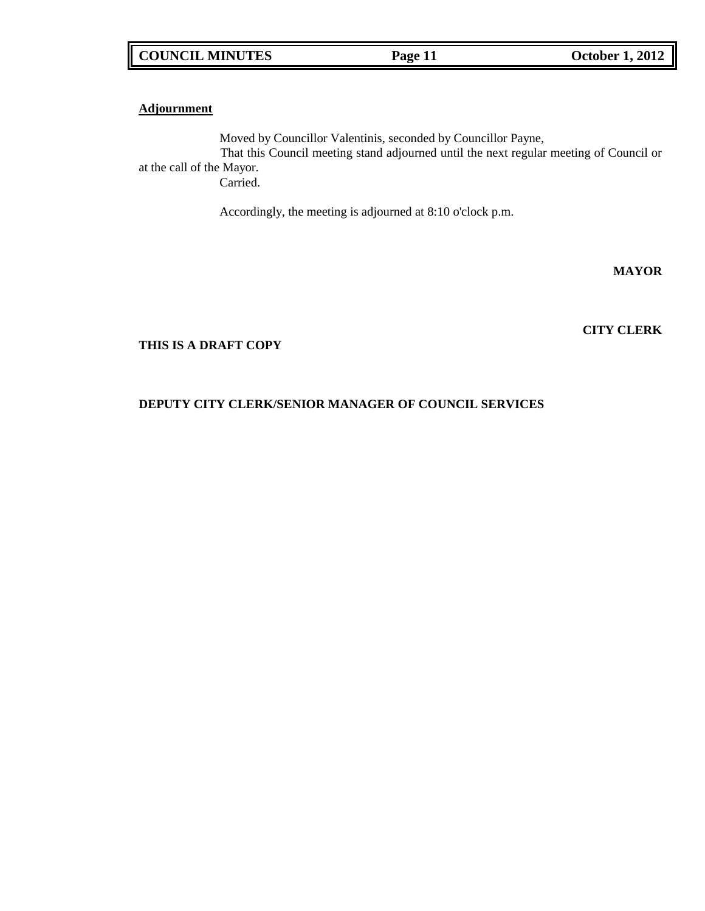**Adjournment**

Moved by Councillor Valentinis, seconded by Councillor Payne,

That this Council meeting stand adjourned until the next regular meeting of Council or at the call of the Mayor.

Carried.

Accordingly, the meeting is adjourned at 8:10 o'clock p.m.

**MAYOR**

**CITY CLERK**

**THIS IS A DRAFT COPY**

**DEPUTY CITY CLERK/SENIOR MANAGER OF COUNCIL SERVICES**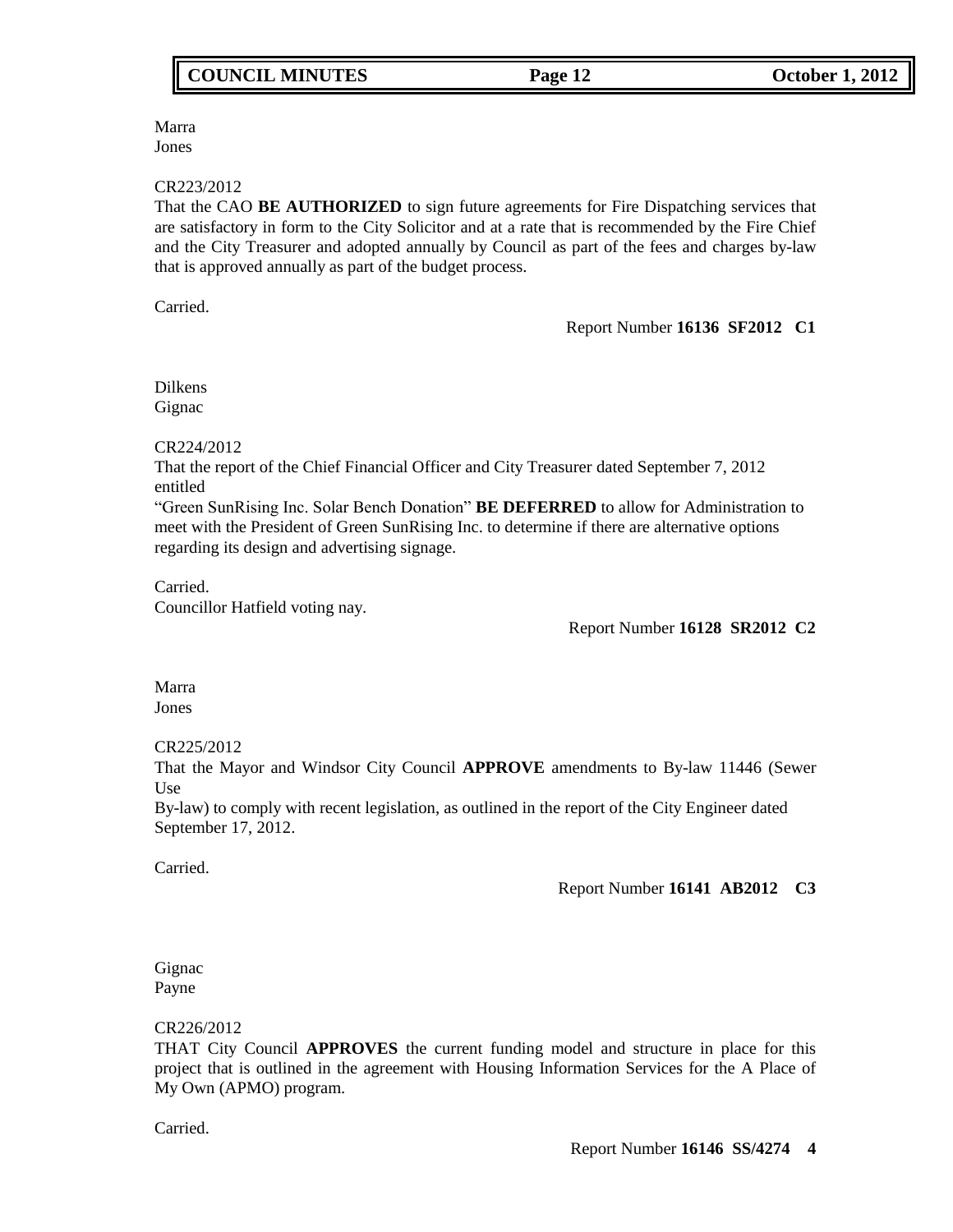Marra
Jones

CR223/2012
That the CAO **BE AUTHORIZED** to sign future agreements for Fire Dispatching services that are satisfactory in form to the City Solicitor and at a rate that is recommended by the Fire Chief and the City Treasurer and adopted annually by Council as part of the fees and charges by-law that is approved annually as part of the budget process.

Carried.

Report Number **16136 SF2012 C1**

Dilkens
Gignac

CR224/2012
That the report of the Chief Financial Officer and City Treasurer dated September 7, 2012 entitled
"Green SunRising Inc. Solar Bench Donation" **BE DEFERRED** to allow for Administration to meet with the President of Green SunRising Inc. to determine if there are alternative options regarding its design and advertising signage.

Carried.
Councillor Hatfield voting nay.

Report Number **16128 SR2012 C2**

Marra
Jones

CR225/2012
That the Mayor and Windsor City Council **APPROVE** amendments to By-law 11446 (Sewer Use
By-law) to comply with recent legislation, as outlined in the report of the City Engineer dated September 17, 2012.

Carried.

Report Number **16141 AB2012 C3**

Gignac
Payne

CR226/2012
THAT City Council **APPROVES** the current funding model and structure in place for this project that is outlined in the agreement with Housing Information Services for the A Place of My Own (APMO) program.

Carried.

Report Number **16146 SS/4274 4**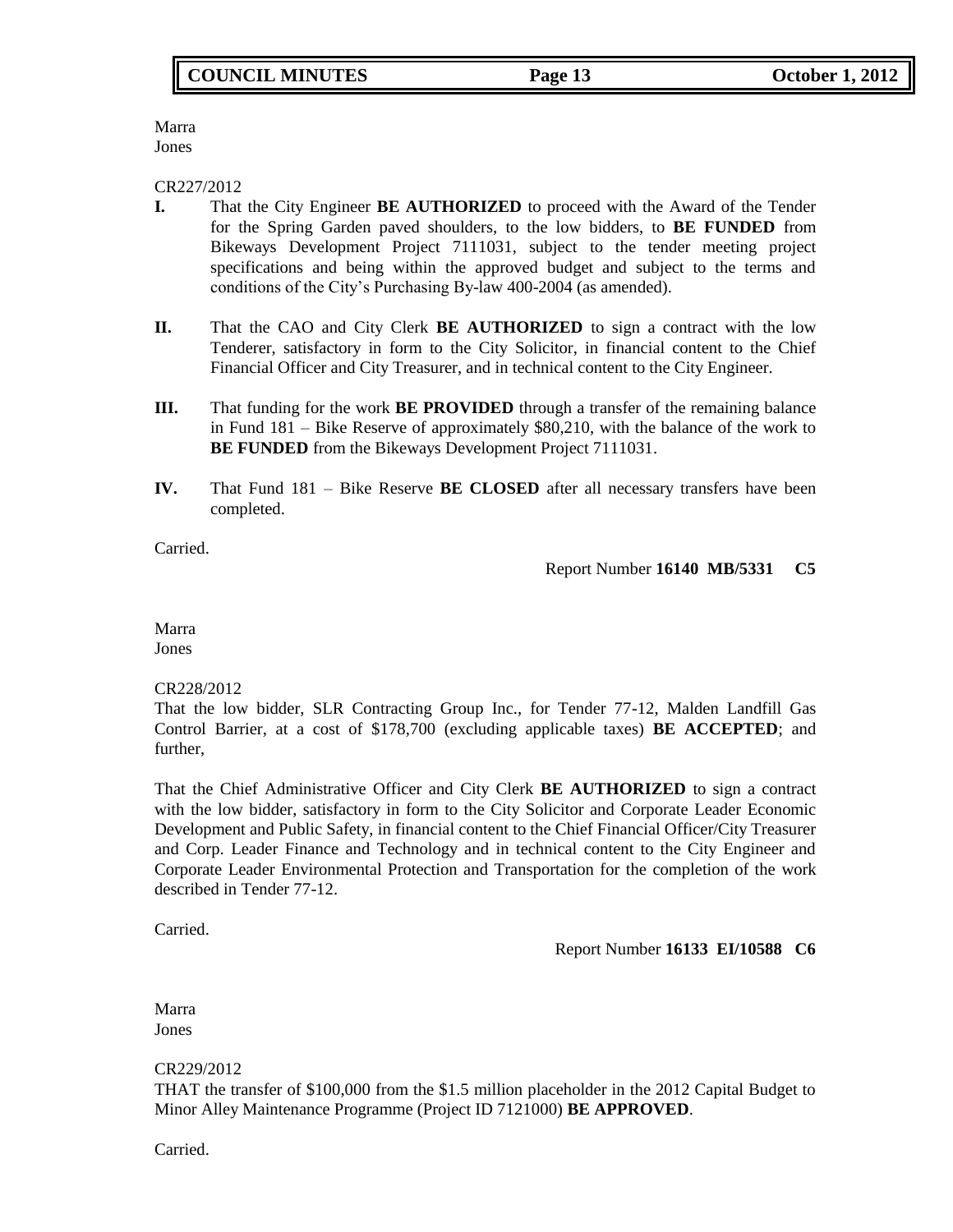Marra
Jones

CR227/2012

**I.** That the City Engineer **BE AUTHORIZED** to proceed with the Award of the Tender for the Spring Garden paved shoulders, to the low bidders, to **BE FUNDED** from Bikeways Development Project 7111031, subject to the tender meeting project specifications and being within the approved budget and subject to the terms and conditions of the City's Purchasing By-law 400-2004 (as amended).

**II.** That the CAO and City Clerk **BE AUTHORIZED** to sign a contract with the low Tenderer, satisfactory in form to the City Solicitor, in financial content to the Chief Financial Officer and City Treasurer, and in technical content to the City Engineer.

**III.** That funding for the work **BE PROVIDED** through a transfer of the remaining balance in Fund 181 – Bike Reserve of approximately $80,210, with the balance of the work to **BE FUNDED** from the Bikeways Development Project 7111031.

**IV.** That Fund 181 – Bike Reserve **BE CLOSED** after all necessary transfers have been completed.

Carried.

Report Number **16140 MB/5331 C5**

Marra
Jones

CR228/2012

That the low bidder, SLR Contracting Group Inc., for Tender 77-12, Malden Landfill Gas Control Barrier, at a cost of $178,700 (excluding applicable taxes) **BE ACCEPTED**; and further,

That the Chief Administrative Officer and City Clerk **BE AUTHORIZED** to sign a contract with the low bidder, satisfactory in form to the City Solicitor and Corporate Leader Economic Development and Public Safety, in financial content to the Chief Financial Officer/City Treasurer and Corp. Leader Finance and Technology and in technical content to the City Engineer and Corporate Leader Environmental Protection and Transportation for the completion of the work described in Tender 77-12.

Carried.

Report Number **16133 EI/10588 C6**

Marra
Jones

CR229/2012

THAT the transfer of $100,000 from the $1.5 million placeholder in the 2012 Capital Budget to Minor Alley Maintenance Programme (Project ID 7121000) **BE APPROVED**.

Carried.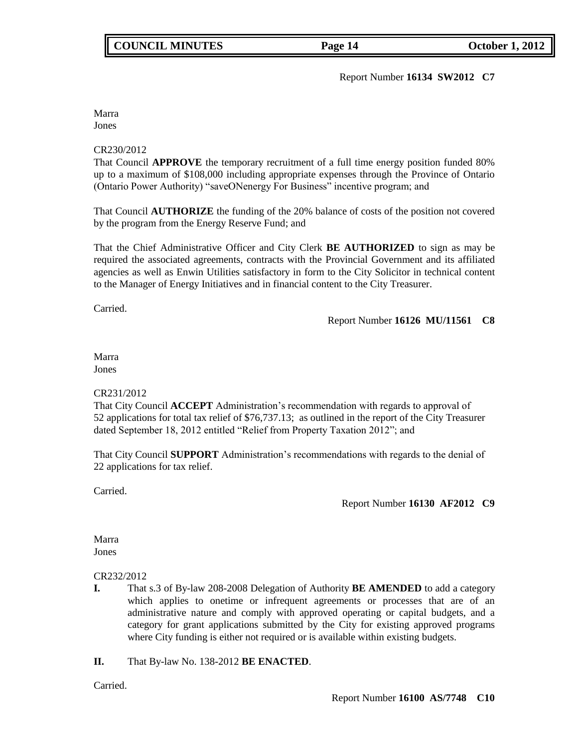Report Number **16134 SW2012 C7**

Marra
Jones

CR230/2012
That Council **APPROVE** the temporary recruitment of a full time energy position funded 80% up to a maximum of $108,000 including appropriate expenses through the Province of Ontario (Ontario Power Authority) "saveONenergy For Business" incentive program; and

That Council **AUTHORIZE** the funding of the 20% balance of costs of the position not covered by the program from the Energy Reserve Fund; and

That the Chief Administrative Officer and City Clerk **BE AUTHORIZED** to sign as may be required the associated agreements, contracts with the Provincial Government and its affiliated agencies as well as Enwin Utilities satisfactory in form to the City Solicitor in technical content to the Manager of Energy Initiatives and in financial content to the City Treasurer.

Carried.

Report Number **16126 MU/11561 C8**

Marra
Jones

CR231/2012
That City Council **ACCEPT** Administration's recommendation with regards to approval of 52 applications for total tax relief of $76,737.13; as outlined in the report of the City Treasurer dated September 18, 2012 entitled "Relief from Property Taxation 2012"; and

That City Council **SUPPORT** Administration's recommendations with regards to the denial of 22 applications for tax relief.

Carried.

Report Number **16130 AF2012 C9**

Marra
Jones

CR232/2012

**I.** That s.3 of By-law 208-2008 Delegation of Authority **BE AMENDED** to add a category which applies to onetime or infrequent agreements or processes that are of an administrative nature and comply with approved operating or capital budgets, and a category for grant applications submitted by the City for existing approved programs where City funding is either not required or is available within existing budgets.

**II.** That By-law No. 138-2012 **BE ENACTED**.

Carried.

Report Number **16100 AS/7748 C10**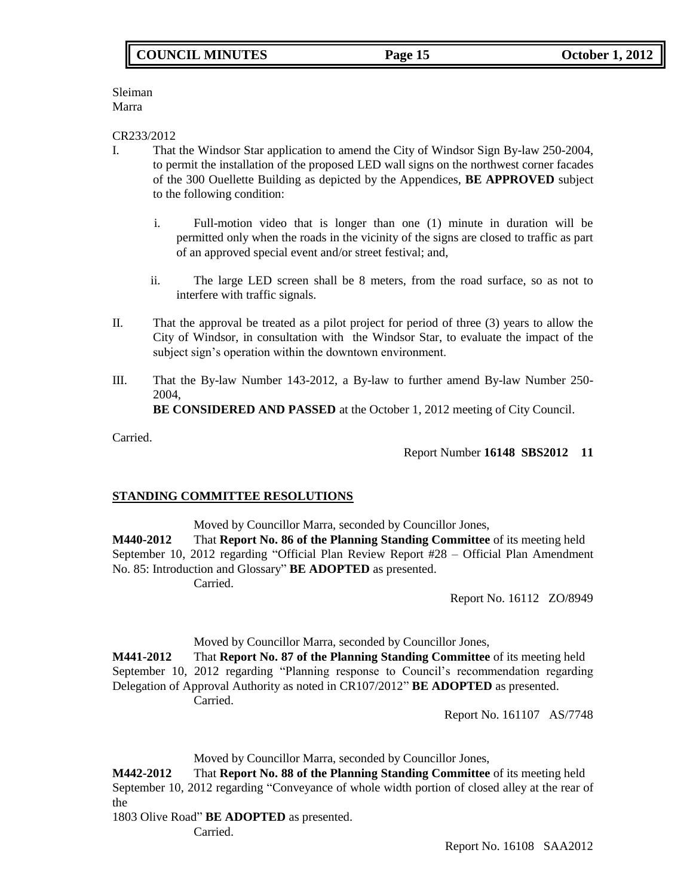Sleiman
Marra

CR233/2012

I. That the Windsor Star application to amend the City of Windsor Sign By-law 250-2004, to permit the installation of the proposed LED wall signs on the northwest corner facades of the 300 Ouellette Building as depicted by the Appendices, **BE APPROVED** subject to the following condition:

   i. Full-motion video that is longer than one (1) minute in duration will be permitted only when the roads in the vicinity of the signs are closed to traffic as part of an approved special event and/or street festival; and,

   ii. The large LED screen shall be 8 meters, from the road surface, so as not to interfere with traffic signals.

II. That the approval be treated as a pilot project for period of three (3) years to allow the City of Windsor, in consultation with the Windsor Star, to evaluate the impact of the subject sign's operation within the downtown environment.

III. That the By-law Number 143-2012, a By-law to further amend By-law Number 250-2004,
**BE CONSIDERED AND PASSED** at the October 1, 2012 meeting of City Council.

Carried.

Report Number **16148 SBS2012 11**

## STANDING COMMITTEE RESOLUTIONS

Moved by Councillor Marra, seconded by Councillor Jones,

**M440-2012** That **Report No. 86 of the Planning Standing Committee** of its meeting held September 10, 2012 regarding "Official Plan Review Report #28 – Official Plan Amendment No. 85: Introduction and Glossary" **BE ADOPTED** as presented.

Carried.

Report No. 16112 ZO/8949

Moved by Councillor Marra, seconded by Councillor Jones,

**M441-2012** That **Report No. 87 of the Planning Standing Committee** of its meeting held September 10, 2012 regarding "Planning response to Council's recommendation regarding Delegation of Approval Authority as noted in CR107/2012" **BE ADOPTED** as presented.

Carried.

Report No. 161107 AS/7748

Moved by Councillor Marra, seconded by Councillor Jones,

**M442-2012** That **Report No. 88 of the Planning Standing Committee** of its meeting held September 10, 2012 regarding "Conveyance of whole width portion of closed alley at the rear of the
1803 Olive Road" **BE ADOPTED** as presented.

Carried.

Report No. 16108 SAA2012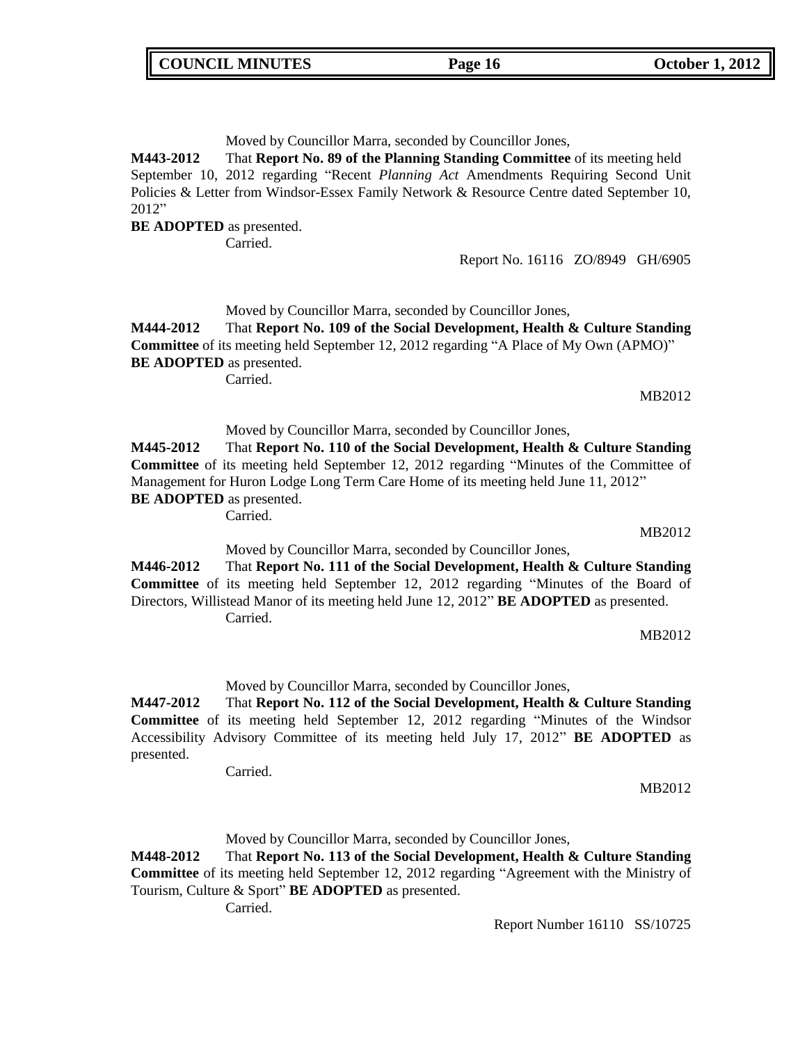Moved by Councillor Marra, seconded by Councillor Jones,

**M443-2012** That **Report No. 89 of the Planning Standing Committee** of its meeting held September 10, 2012 regarding "Recent *Planning Act* Amendments Requiring Second Unit Policies & Letter from Windsor-Essex Family Network & Resource Centre dated September 10, 2012"
**BE ADOPTED** as presented.

Carried.

Report No. 16116 ZO/8949 GH/6905

Moved by Councillor Marra, seconded by Councillor Jones,

**M444-2012** That **Report No. 109 of the Social Development, Health & Culture Standing Committee** of its meeting held September 12, 2012 regarding "A Place of My Own (APMO)"
**BE ADOPTED** as presented.

Carried.

MB2012

Moved by Councillor Marra, seconded by Councillor Jones,

**M445-2012** That **Report No. 110 of the Social Development, Health & Culture Standing Committee** of its meeting held September 12, 2012 regarding "Minutes of the Committee of Management for Huron Lodge Long Term Care Home of its meeting held June 11, 2012"
**BE ADOPTED** as presented.

Carried.

MB2012

Moved by Councillor Marra, seconded by Councillor Jones,

**M446-2012** That **Report No. 111 of the Social Development, Health & Culture Standing Committee** of its meeting held September 12, 2012 regarding "Minutes of the Board of Directors, Willistead Manor of its meeting held June 12, 2012" **BE ADOPTED** as presented.

Carried.

MB2012

Moved by Councillor Marra, seconded by Councillor Jones,

**M447-2012** That **Report No. 112 of the Social Development, Health & Culture Standing Committee** of its meeting held September 12, 2012 regarding "Minutes of the Windsor Accessibility Advisory Committee of its meeting held July 17, 2012" **BE ADOPTED** as presented.

Carried.

MB2012

Moved by Councillor Marra, seconded by Councillor Jones,

**M448-2012** That **Report No. 113 of the Social Development, Health & Culture Standing Committee** of its meeting held September 12, 2012 regarding "Agreement with the Ministry of Tourism, Culture & Sport" **BE ADOPTED** as presented.

Carried.

Report Number 16110 SS/10725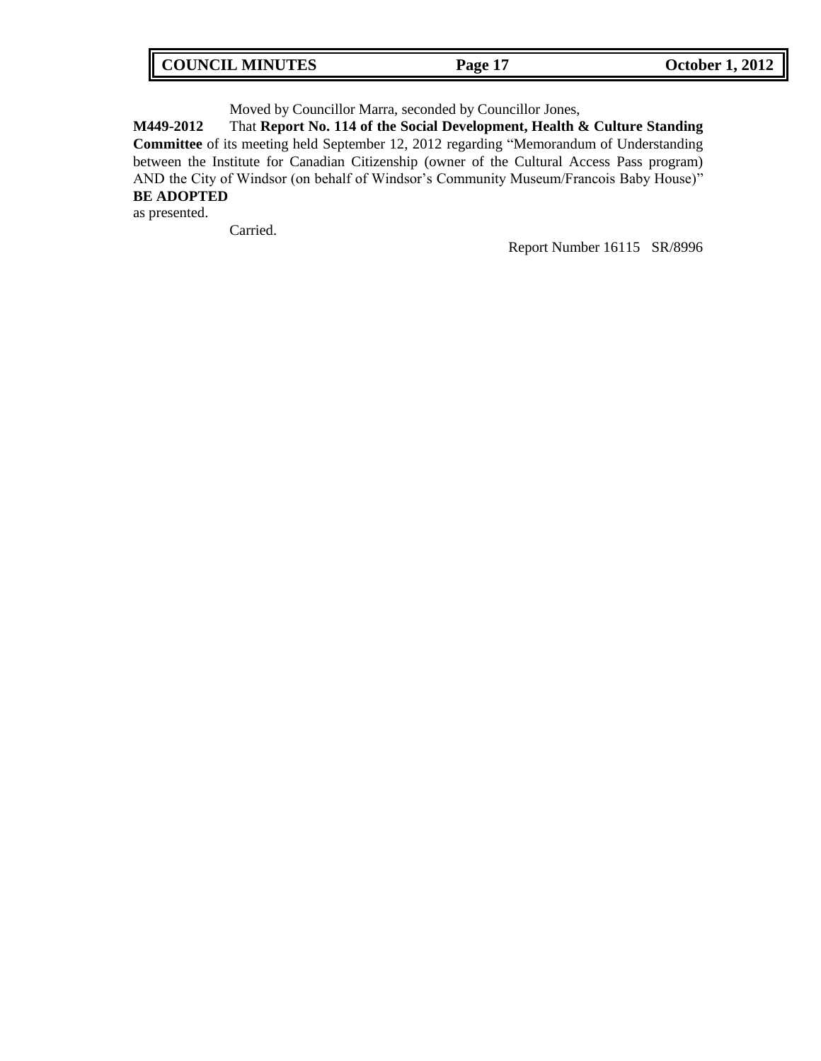Moved by Councillor Marra, seconded by Councillor Jones,

**M449-2012** That **Report No. 114 of the Social Development, Health & Culture Standing Committee** of its meeting held September 12, 2012 regarding "Memorandum of Understanding between the Institute for Canadian Citizenship (owner of the Cultural Access Pass program) AND the City of Windsor (on behalf of Windsor's Community Museum/Francois Baby House)" **BE ADOPTED** as presented.

Carried.

Report Number 16115 SR/8996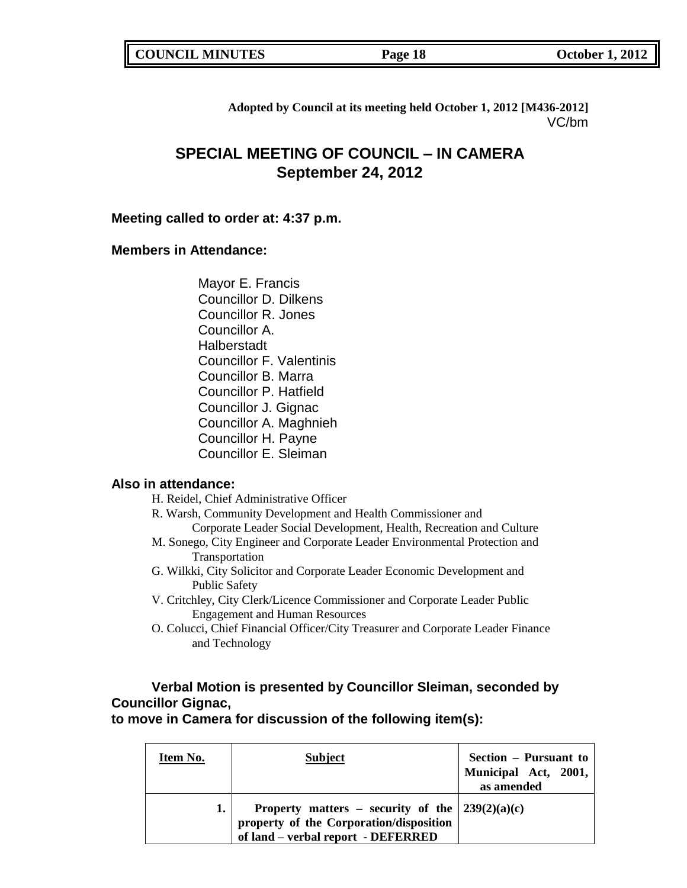**Adopted by Council at its meeting held October 1, 2012 [M436-2012]**
VC/bm

# SPECIAL MEETING OF COUNCIL – IN CAMERA
## September 24, 2012

**Meeting called to order at: 4:37 p.m.**

**Members in Attendance:**

Mayor E. Francis
Councillor D. Dilkens
Councillor R. Jones
Councillor A. Halberstadt
Councillor F. Valentinis
Councillor B. Marra
Councillor P. Hatfield
Councillor J. Gignac
Councillor A. Maghnieh
Councillor H. Payne
Councillor E. Sleiman

**Also in attendance:**

H. Reidel, Chief Administrative Officer
R. Warsh, Community Development and Health Commissioner and Corporate Leader Social Development, Health, Recreation and Culture
M. Sonego, City Engineer and Corporate Leader Environmental Protection and Transportation
G. Wilkki, City Solicitor and Corporate Leader Economic Development and Public Safety
V. Critchley, City Clerk/Licence Commissioner and Corporate Leader Public Engagement and Human Resources
O. Colucci, Chief Financial Officer/City Treasurer and Corporate Leader Finance and Technology

**Verbal Motion is presented by Councillor Sleiman, seconded by Councillor Gignac,**
**to move in Camera for discussion of the following item(s):**

| Item No. | Subject | Section – Pursuant to Municipal Act, 2001, as amended |
|---|---|---|
| 1. | **Property matters – security of the property of the Corporation/disposition of land – verbal report - DEFERRED** | **239(2)(a)(c)** |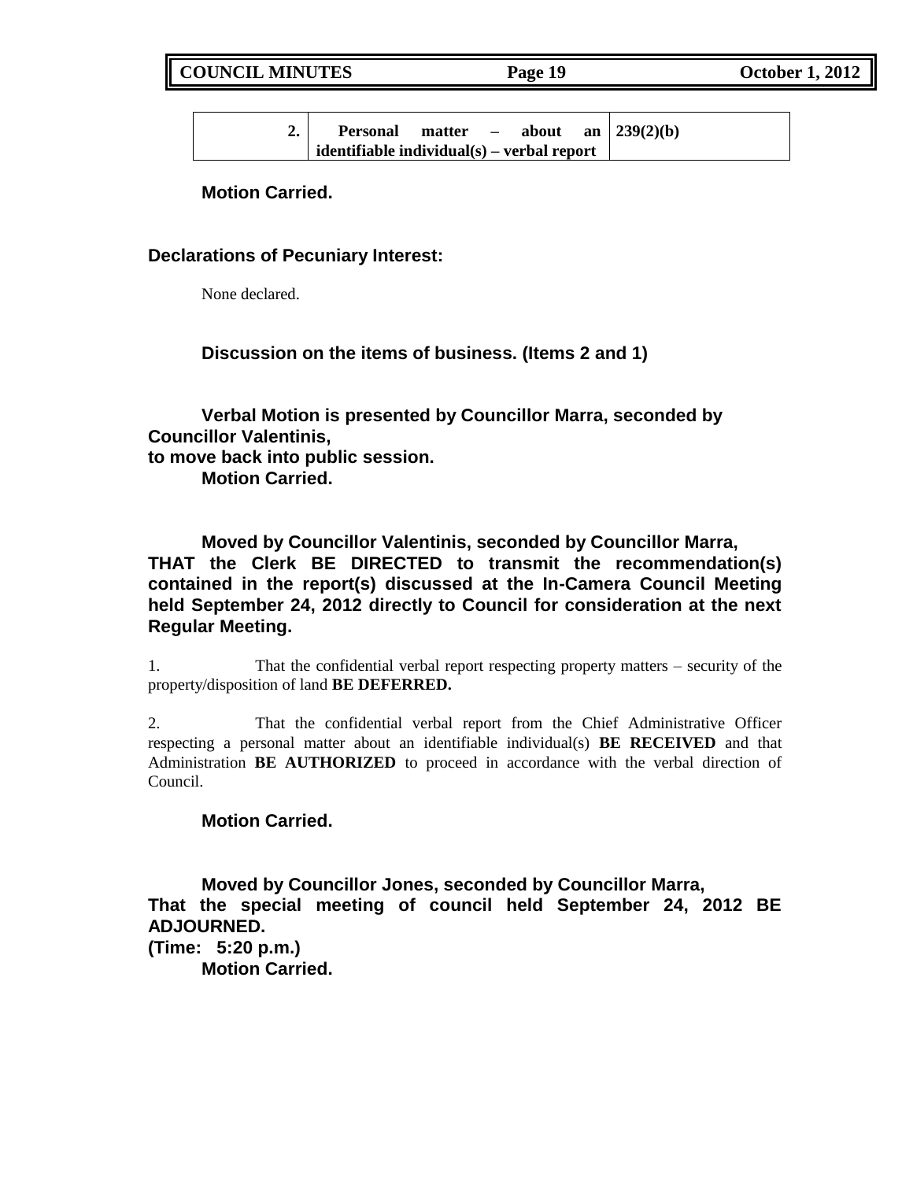| 2. | **Personal matter – about an identifiable individual(s) – verbal report** | **239(2)(b)** |
|---|---|---|

**Motion Carried.**

**Declarations of Pecuniary Interest:**

None declared.

**Discussion on the items of business. (Items 2 and 1)**

**Verbal Motion is presented by Councillor Marra, seconded by Councillor Valentinis,**
**to move back into public session.**
**Motion Carried.**

**Moved by Councillor Valentinis, seconded by Councillor Marra,**
**THAT the Clerk BE DIRECTED to transmit the recommendation(s) contained in the report(s) discussed at the In-Camera Council Meeting held September 24, 2012 directly to Council for consideration at the next Regular Meeting.**

1. That the confidential verbal report respecting property matters – security of the property/disposition of land **BE DEFERRED.**

2. That the confidential verbal report from the Chief Administrative Officer respecting a personal matter about an identifiable individual(s) **BE RECEIVED** and that Administration **BE AUTHORIZED** to proceed in accordance with the verbal direction of Council.

**Motion Carried.**

**Moved by Councillor Jones, seconded by Councillor Marra,**
**That the special meeting of council held September 24, 2012 BE ADJOURNED.**
**(Time: 5:20 p.m.)**
**Motion Carried.**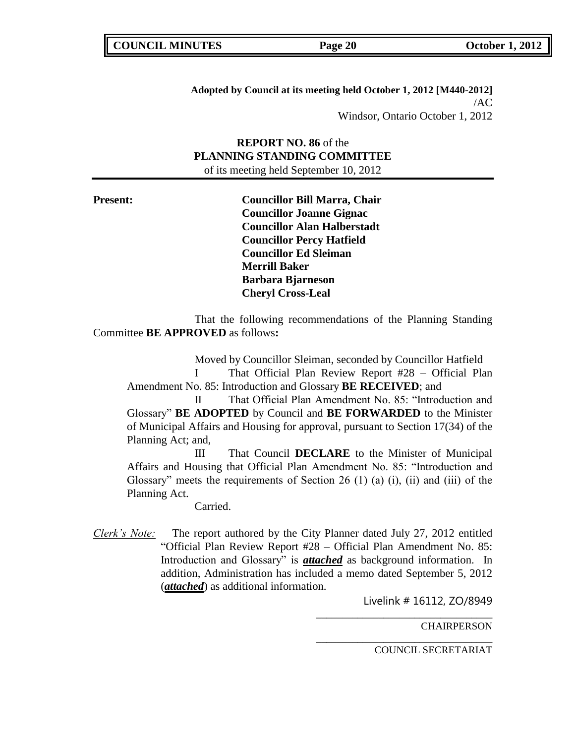**Adopted by Council at its meeting held October 1, 2012 [M440-2012]**
/AC
Windsor, Ontario October 1, 2012

**REPORT NO. 86** of the
**PLANNING STANDING COMMITTEE**
of its meeting held September 10, 2012

**Present:**

**Councillor Bill Marra, Chair**
**Councillor Joanne Gignac**
**Councillor Alan Halberstadt**
**Councillor Percy Hatfield**
**Councillor Ed Sleiman**
**Merrill Baker**
**Barbara Bjarneson**
**Cheryl Cross-Leal**

That the following recommendations of the Planning Standing Committee **BE APPROVED** as follows**:**

Moved by Councillor Sleiman, seconded by Councillor Hatfield

I That Official Plan Review Report #28 – Official Plan Amendment No. 85: Introduction and Glossary **BE RECEIVED**; and

II That Official Plan Amendment No. 85: "Introduction and Glossary" **BE ADOPTED** by Council and **BE FORWARDED** to the Minister of Municipal Affairs and Housing for approval, pursuant to Section 17(34) of the Planning Act; and,

III That Council **DECLARE** to the Minister of Municipal Affairs and Housing that Official Plan Amendment No. 85: "Introduction and Glossary" meets the requirements of Section 26 (1) (a) (i), (ii) and (iii) of the Planning Act.

Carried.

*Clerk's Note:* The report authored by the City Planner dated July 27, 2012 entitled "Official Plan Review Report #28 – Official Plan Amendment No. 85: Introduction and Glossary" is ***attached*** as background information. In addition, Administration has included a memo dated September 5, 2012 (***attached***) as additional information.

Livelink # 16112, ZO/8949

\_\_\_\_\_\_\_\_\_\_\_\_\_\_\_\_\_\_\_\_\_\_\_\_\_\_\_\_\_\_\_\_
CHAIRPERSON

\_\_\_\_\_\_\_\_\_\_\_\_\_\_\_\_\_\_\_\_\_\_\_\_\_\_\_\_\_\_\_\_
COUNCIL SECRETARIAT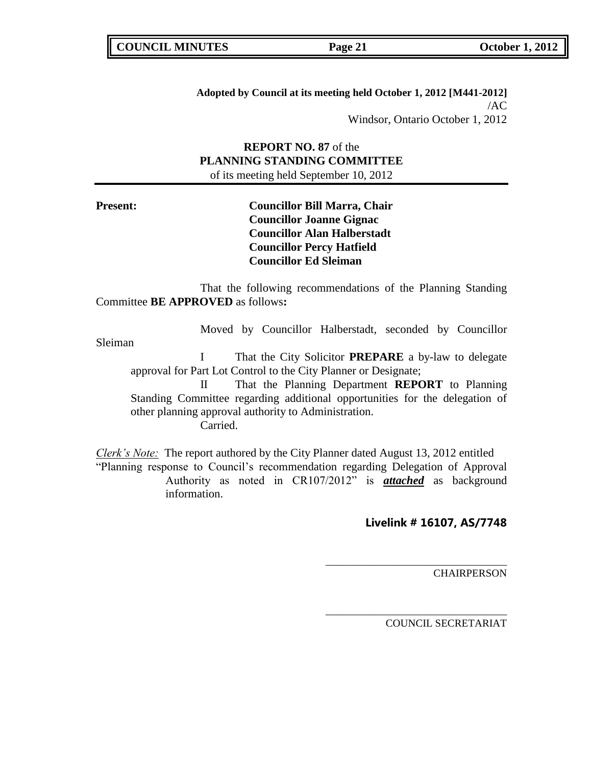**Adopted by Council at its meeting held October 1, 2012 [M441-2012]**
/AC
Windsor, Ontario October 1, 2012

**REPORT NO. 87** of the
**PLANNING STANDING COMMITTEE**
of its meeting held September 10, 2012

**Present:**
**Councillor Bill Marra, Chair**
**Councillor Joanne Gignac**
**Councillor Alan Halberstadt**
**Councillor Percy Hatfield**
**Councillor Ed Sleiman**

That the following recommendations of the Planning Standing Committee **BE APPROVED** as follows**:**

Moved by Councillor Halberstadt, seconded by Councillor Sleiman

I That the City Solicitor **PREPARE** a by-law to delegate approval for Part Lot Control to the City Planner or Designate;

II That the Planning Department **REPORT** to Planning Standing Committee regarding additional opportunities for the delegation of other planning approval authority to Administration.

Carried.

*Clerk's Note:* The report authored by the City Planner dated August 13, 2012 entitled "Planning response to Council's recommendation regarding Delegation of Approval Authority as noted in CR107/2012" is ***attached*** as background information.

**Livelink # 16107, AS/7748**

\_\_\_\_\_\_\_\_\_\_\_\_\_\_\_\_\_\_\_\_\_\_\_\_\_\_\_\_\_\_\_\_\_\_
CHAIRPERSON

\_\_\_\_\_\_\_\_\_\_\_\_\_\_\_\_\_\_\_\_\_\_\_\_\_\_\_\_\_\_\_\_\_\_
COUNCIL SECRETARIAT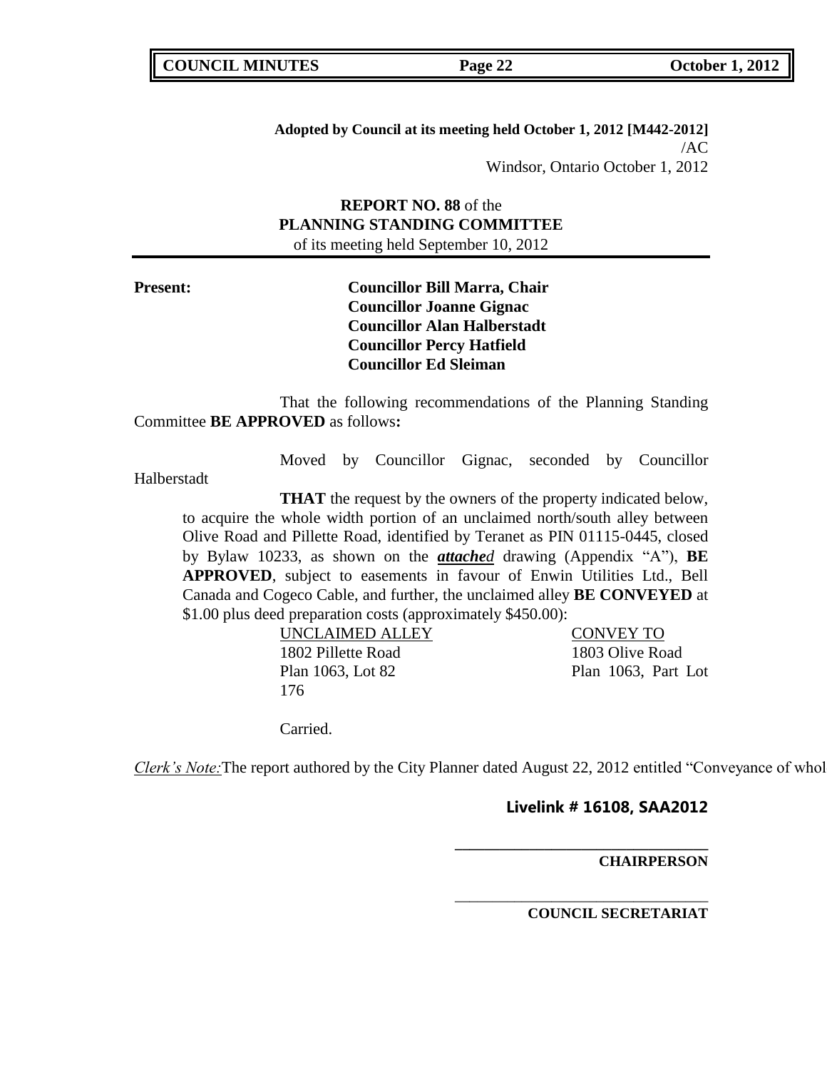**Adopted by Council at its meeting held October 1, 2012 [M442-2012]**
/AC
Windsor, Ontario October 1, 2012

**REPORT NO. 88** of the
**PLANNING STANDING COMMITTEE**
of its meeting held September 10, 2012

**Present:** **Councillor Bill Marra, Chair**
**Councillor Joanne Gignac**
**Councillor Alan Halberstadt**
**Councillor Percy Hatfield**
**Councillor Ed Sleiman**

That the following recommendations of the Planning Standing Committee **BE APPROVED** as follows**:**

Moved by Councillor Gignac, seconded by Councillor Halberstadt

**THAT** the request by the owners of the property indicated below, to acquire the whole width portion of an unclaimed north/south alley between Olive Road and Pillette Road, identified by Teranet as PIN 01115-0445, closed by Bylaw 10233, as shown on the ***attached*** drawing (Appendix "A"), **BE APPROVED**, subject to easements in favour of Enwin Utilities Ltd., Bell Canada and Cogeco Cable, and further, the unclaimed alley **BE CONVEYED** at \$1.00 plus deed preparation costs (approximately \$450.00):

| UNCLAIMED ALLEY | CONVEY TO |
|---|---|
| 1802 Pillette Road | 1803 Olive Road |
| Plan 1063, Lot 82 | Plan 1063, Part Lot 176 |

Carried.

*Clerk's Note:* The report authored by the City Planner dated August 22, 2012 entitled "Conveyance of whol

**Livelink # 16108, SAA2012**

\_\_\_\_\_\_\_\_\_\_\_\_\_\_\_\_\_\_\_\_\_\_\_\_\_\_\_\_\_\_\_\_
**CHAIRPERSON**

\_\_\_\_\_\_\_\_\_\_\_\_\_\_\_\_\_\_\_\_\_\_\_\_\_\_\_\_\_\_\_\_
**COUNCIL SECRETARIAT**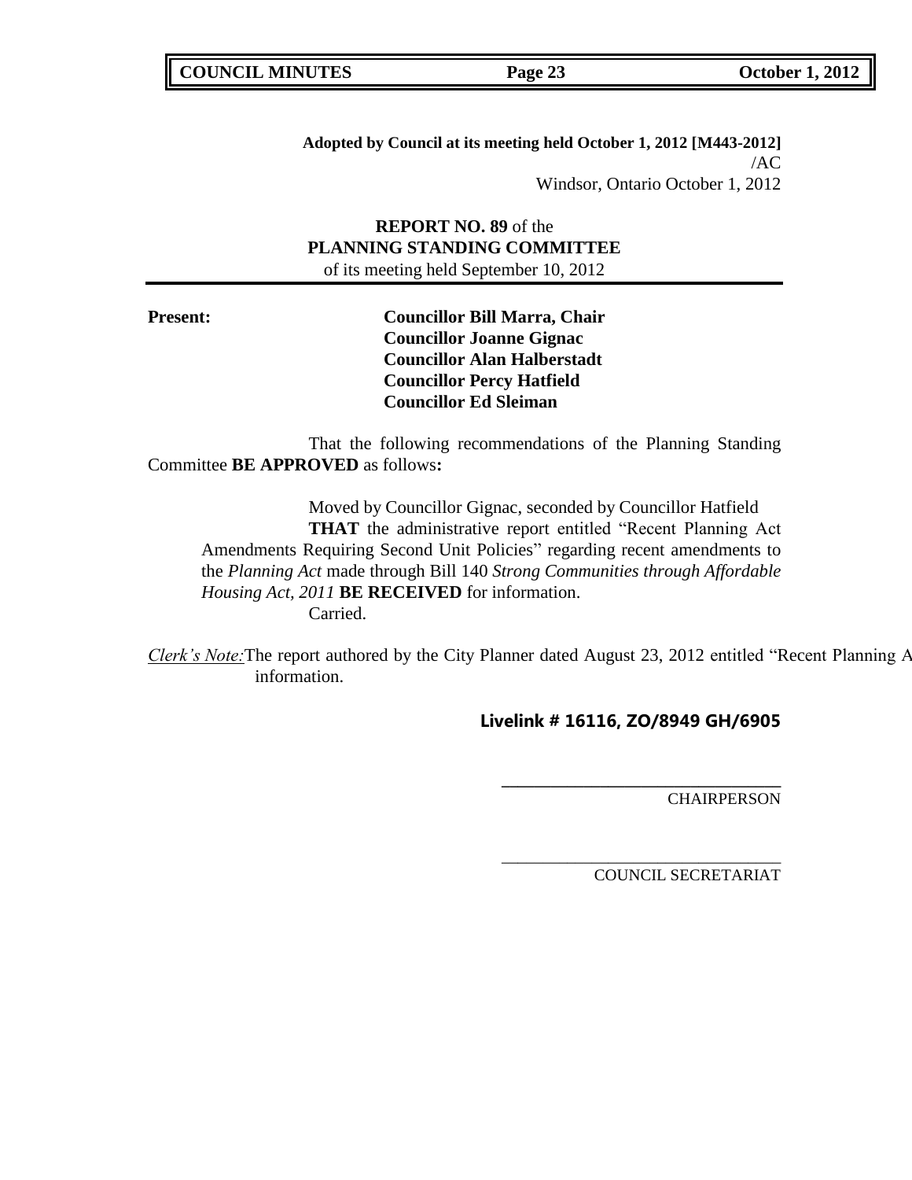**Adopted by Council at its meeting held October 1, 2012 [M443-2012]**
/AC
Windsor, Ontario October 1, 2012

**REPORT NO. 89** of the
**PLANNING STANDING COMMITTEE**
of its meeting held September 10, 2012

**Present:**

**Councillor Bill Marra, Chair**
**Councillor Joanne Gignac**
**Councillor Alan Halberstadt**
**Councillor Percy Hatfield**
**Councillor Ed Sleiman**

That the following recommendations of the Planning Standing Committee **BE APPROVED** as follows**:**

Moved by Councillor Gignac, seconded by Councillor Hatfield
**THAT** the administrative report entitled "Recent Planning Act Amendments Requiring Second Unit Policies" regarding recent amendments to the *Planning Act* made through Bill 140 *Strong Communities through Affordable Housing Act, 2011* **BE RECEIVED** for information.
Carried.

*Clerk's Note:* The report authored by the City Planner dated August 23, 2012 entitled "Recent Planning A information.

**Livelink # 16116, ZO/8949 GH/6905**

CHAIRPERSON

COUNCIL SECRETARIAT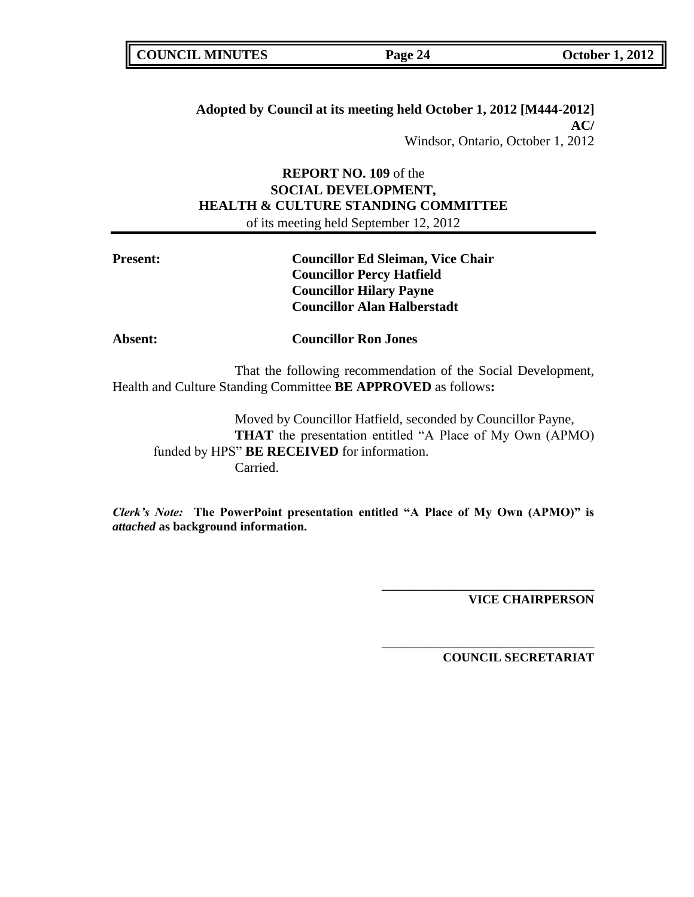**Adopted by Council at its meeting held October 1, 2012 [M444-2012]**
**AC/**
Windsor, Ontario, October 1, 2012

**REPORT NO. 109** of the
**SOCIAL DEVELOPMENT,**
**HEALTH & CULTURE STANDING COMMITTEE**
of its meeting held September 12, 2012

**Present:** **Councillor Ed Sleiman, Vice Chair**
**Councillor Percy Hatfield**
**Councillor Hilary Payne**
**Councillor Alan Halberstadt**

**Absent:** **Councillor Ron Jones**

That the following recommendation of the Social Development, Health and Culture Standing Committee **BE APPROVED** as follows**:**

Moved by Councillor Hatfield, seconded by Councillor Payne,
**THAT** the presentation entitled "A Place of My Own (APMO) funded by HPS" **BE RECEIVED** for information.
Carried.

***Clerk's Note:*** **The PowerPoint presentation entitled "A Place of My Own (APMO)" is *attached* as background information.**

\_\_\_\_\_\_\_\_\_\_\_\_\_\_\_\_\_\_\_\_\_\_\_\_\_\_\_\_\_\_\_\_\_\_
**VICE CHAIRPERSON**

\_\_\_\_\_\_\_\_\_\_\_\_\_\_\_\_\_\_\_\_\_\_\_\_\_\_\_\_\_\_\_\_\_\_
**COUNCIL SECRETARIAT**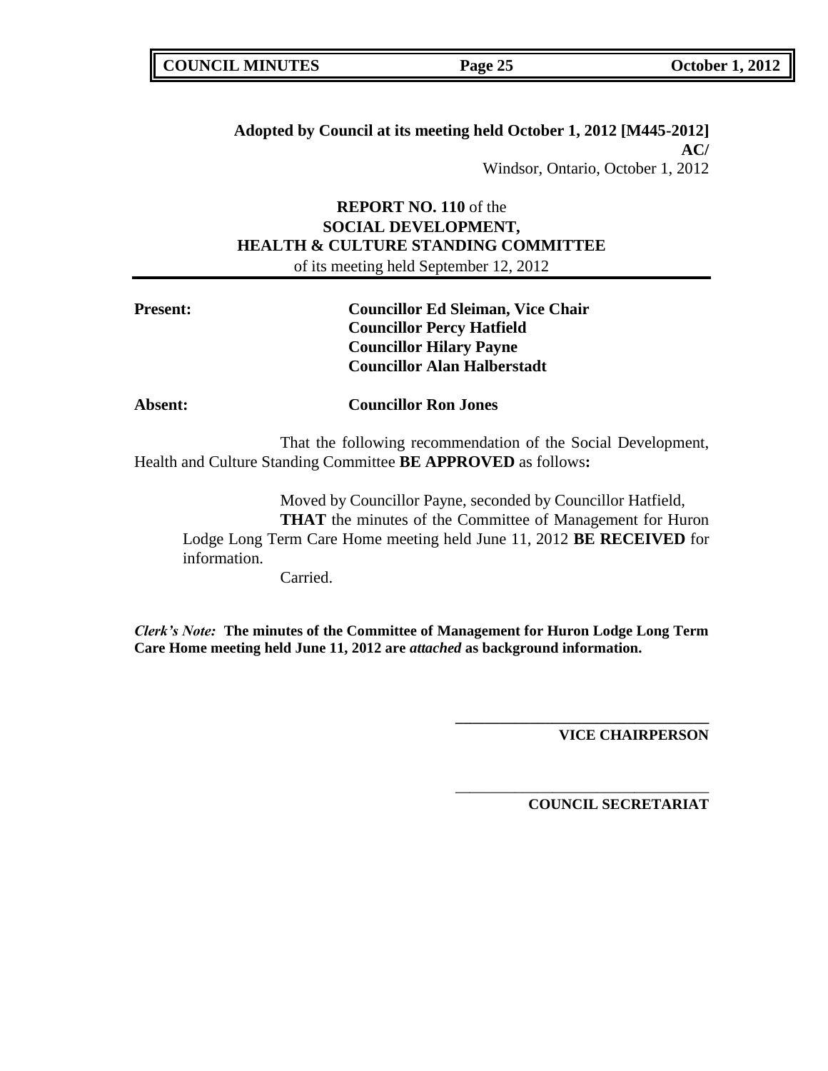**Adopted by Council at its meeting held October 1, 2012 [M445-2012]**
**AC/**
Windsor, Ontario, October 1, 2012

**REPORT NO. 110** of the
**SOCIAL DEVELOPMENT,**
**HEALTH & CULTURE STANDING COMMITTEE**
of its meeting held September 12, 2012

**Present:** **Councillor Ed Sleiman, Vice Chair**
**Councillor Percy Hatfield**
**Councillor Hilary Payne**
**Councillor Alan Halberstadt**

**Absent:** **Councillor Ron Jones**

That the following recommendation of the Social Development, Health and Culture Standing Committee **BE APPROVED** as follows**:**

Moved by Councillor Payne, seconded by Councillor Hatfield,
**THAT** the minutes of the Committee of Management for Huron Lodge Long Term Care Home meeting held June 11, 2012 **BE RECEIVED** for information.
Carried.

***Clerk's Note:*** **The minutes of the Committee of Management for Huron Lodge Long Term Care Home meeting held June 11, 2012 are *attached* as background information.**

\_\_\_\_\_\_\_\_\_\_\_\_\_\_\_\_\_\_\_\_\_\_\_\_\_\_\_\_\_\_\_\_
**VICE CHAIRPERSON**

\_\_\_\_\_\_\_\_\_\_\_\_\_\_\_\_\_\_\_\_\_\_\_\_\_\_\_\_\_\_\_\_
**COUNCIL SECRETARIAT**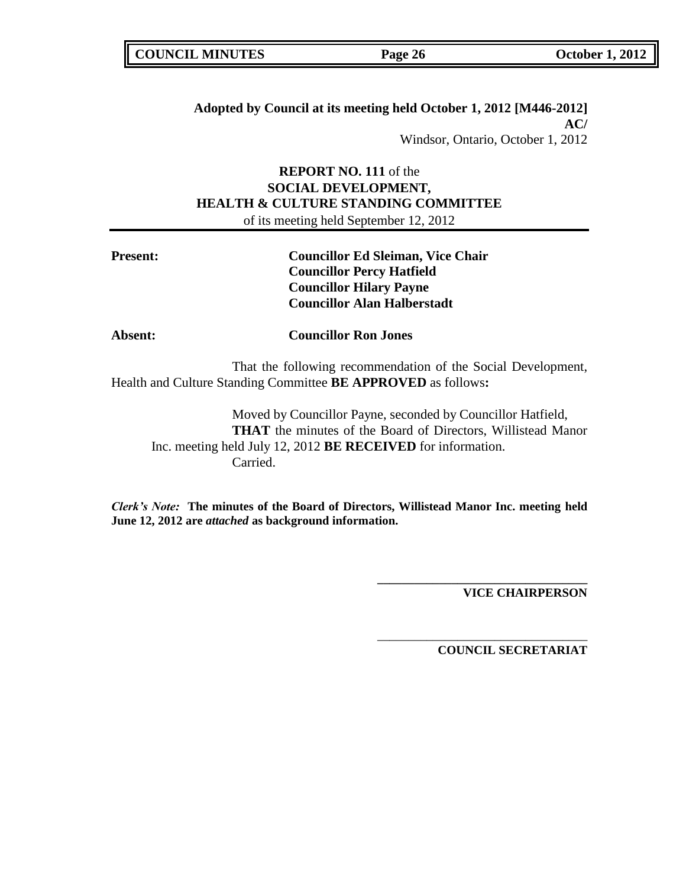**Adopted by Council at its meeting held October 1, 2012 [M446-2012]**
**AC/**
Windsor, Ontario, October 1, 2012

**REPORT NO. 111** of the
**SOCIAL DEVELOPMENT,**
**HEALTH & CULTURE STANDING COMMITTEE**
of its meeting held September 12, 2012

---

**Present:** **Councillor Ed Sleiman, Vice Chair**
**Councillor Percy Hatfield**
**Councillor Hilary Payne**
**Councillor Alan Halberstadt**

**Absent:** **Councillor Ron Jones**

That the following recommendation of the Social Development, Health and Culture Standing Committee **BE APPROVED** as follows**:**

Moved by Councillor Payne, seconded by Councillor Hatfield,
**THAT** the minutes of the Board of Directors, Willistead Manor Inc. meeting held July 12, 2012 **BE RECEIVED** for information.
Carried.

***Clerk's Note:*** **The minutes of the Board of Directors, Willistead Manor Inc. meeting held June 12, 2012 are *attached* as background information.**

\_\_\_\_\_\_\_\_\_\_\_\_\_\_\_\_\_\_\_\_\_\_\_\_\_\_\_\_\_\_\_\_\_\_
**VICE CHAIRPERSON**

\_\_\_\_\_\_\_\_\_\_\_\_\_\_\_\_\_\_\_\_\_\_\_\_\_\_\_\_\_\_\_\_\_\_
**COUNCIL SECRETARIAT**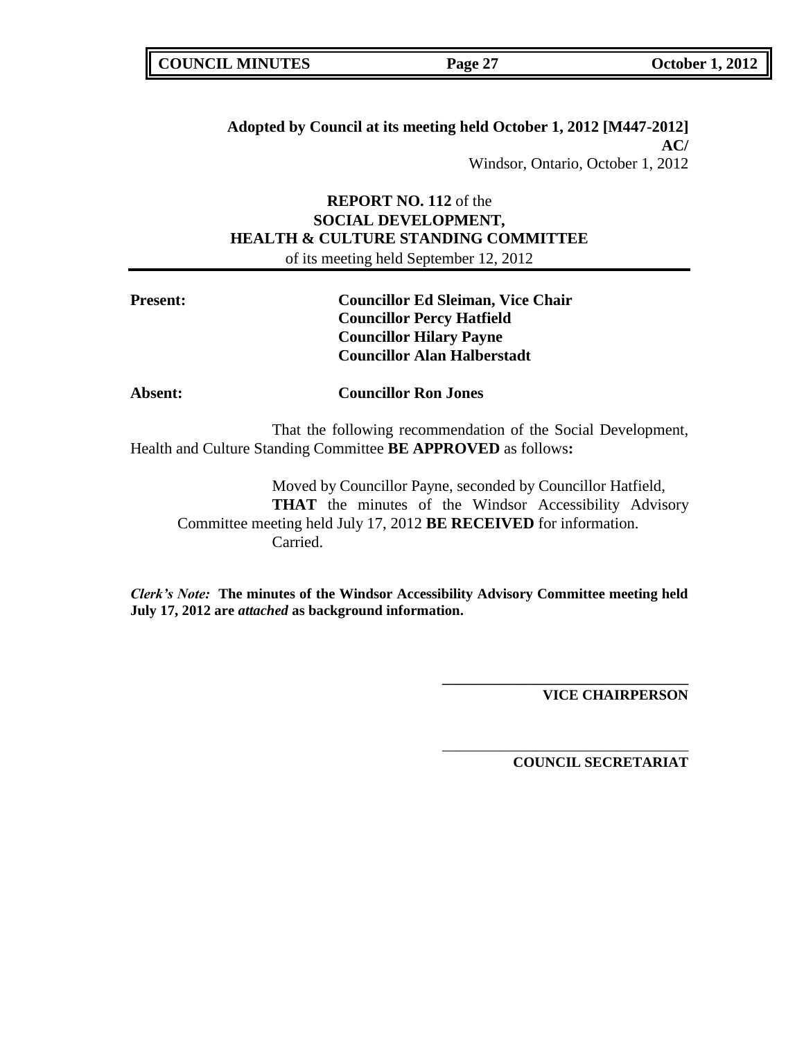**Adopted by Council at its meeting held October 1, 2012 [M447-2012]**
**AC/**
Windsor, Ontario, October 1, 2012

**REPORT NO. 112** of the
**SOCIAL DEVELOPMENT,**
**HEALTH & CULTURE STANDING COMMITTEE**
of its meeting held September 12, 2012

**Present:** **Councillor Ed Sleiman, Vice Chair**
**Councillor Percy Hatfield**
**Councillor Hilary Payne**
**Councillor Alan Halberstadt**

**Absent:** **Councillor Ron Jones**

That the following recommendation of the Social Development, Health and Culture Standing Committee **BE APPROVED** as follows**:**

Moved by Councillor Payne, seconded by Councillor Hatfield,
**THAT** the minutes of the Windsor Accessibility Advisory Committee meeting held July 17, 2012 **BE RECEIVED** for information.
Carried.

***Clerk's Note:*** **The minutes of the Windsor Accessibility Advisory Committee meeting held July 17, 2012 are *attached* as background information.**

\_\_\_\_\_\_\_\_\_\_\_\_\_\_\_\_\_\_\_\_\_\_\_\_\_\_\_\_\_\_\_\_\_\_
**VICE CHAIRPERSON**

\_\_\_\_\_\_\_\_\_\_\_\_\_\_\_\_\_\_\_\_\_\_\_\_\_\_\_\_\_\_\_\_\_\_
**COUNCIL SECRETARIAT**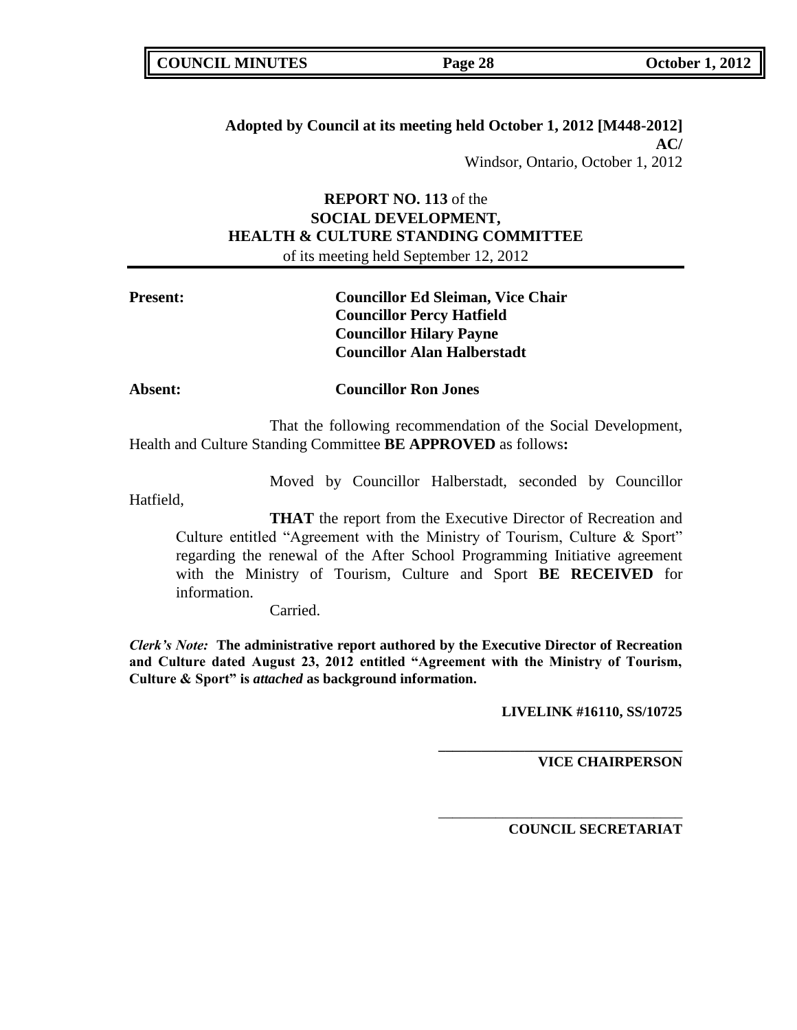**Adopted by Council at its meeting held October 1, 2012 [M448-2012]**
**AC/**
Windsor, Ontario, October 1, 2012

**REPORT NO. 113** of the
**SOCIAL DEVELOPMENT,**
**HEALTH & CULTURE STANDING COMMITTEE**
of its meeting held September 12, 2012

---

**Present:** **Councillor Ed Sleiman, Vice Chair**
**Councillor Percy Hatfield**
**Councillor Hilary Payne**
**Councillor Alan Halberstadt**

**Absent:** **Councillor Ron Jones**

That the following recommendation of the Social Development, Health and Culture Standing Committee **BE APPROVED** as follows**:**

Moved by Councillor Halberstadt, seconded by Councillor Hatfield,

**THAT** the report from the Executive Director of Recreation and Culture entitled "Agreement with the Ministry of Tourism, Culture & Sport" regarding the renewal of the After School Programming Initiative agreement with the Ministry of Tourism, Culture and Sport **BE RECEIVED** for information.

Carried.

***Clerk's Note:*** **The administrative report authored by the Executive Director of Recreation and Culture dated August 23, 2012 entitled "Agreement with the Ministry of Tourism, Culture & Sport" is *attached* as background information.**

**LIVELINK #16110, SS/10725**

\_\_\_\_\_\_\_\_\_\_\_\_\_\_\_\_\_\_\_\_\_\_\_\_\_\_\_\_\_\_\_\_\_\_
**VICE CHAIRPERSON**

\_\_\_\_\_\_\_\_\_\_\_\_\_\_\_\_\_\_\_\_\_\_\_\_\_\_\_\_\_\_\_\_\_\_
**COUNCIL SECRETARIAT**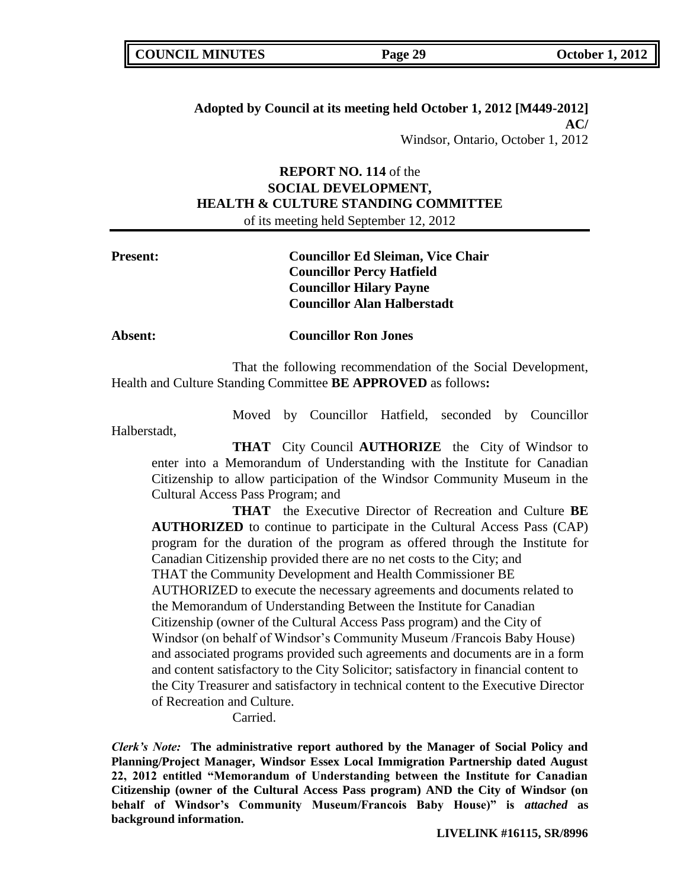**Adopted by Council at its meeting held October 1, 2012 [M449-2012]**
**AC/**
Windsor, Ontario, October 1, 2012

**REPORT NO. 114** of the
**SOCIAL DEVELOPMENT,**
**HEALTH & CULTURE STANDING COMMITTEE**
of its meeting held September 12, 2012

**Present:** **Councillor Ed Sleiman, Vice Chair**
**Councillor Percy Hatfield**
**Councillor Hilary Payne**
**Councillor Alan Halberstadt**

**Absent:** **Councillor Ron Jones**

That the following recommendation of the Social Development, Health and Culture Standing Committee **BE APPROVED** as follows**:**

Moved by Councillor Hatfield, seconded by Councillor Halberstadt,

**THAT** City Council **AUTHORIZE** the City of Windsor to enter into a Memorandum of Understanding with the Institute for Canadian Citizenship to allow participation of the Windsor Community Museum in the Cultural Access Pass Program; and

**THAT** the Executive Director of Recreation and Culture **BE AUTHORIZED** to continue to participate in the Cultural Access Pass (CAP) program for the duration of the program as offered through the Institute for Canadian Citizenship provided there are no net costs to the City; and
THAT the Community Development and Health Commissioner BE AUTHORIZED to execute the necessary agreements and documents related to the Memorandum of Understanding Between the Institute for Canadian Citizenship (owner of the Cultural Access Pass program) and the City of Windsor (on behalf of Windsor's Community Museum /Francois Baby House) and associated programs provided such agreements and documents are in a form and content satisfactory to the City Solicitor; satisfactory in financial content to the City Treasurer and satisfactory in technical content to the Executive Director of Recreation and Culture.

Carried.

***Clerk's Note:*** **The administrative report authored by the Manager of Social Policy and Planning/Project Manager, Windsor Essex Local Immigration Partnership dated August 22, 2012 entitled "Memorandum of Understanding between the Institute for Canadian Citizenship (owner of the Cultural Access Pass program) AND the City of Windsor (on behalf of Windsor's Community Museum/Francois Baby House)" is *attached* as background information.**

**LIVELINK #16115, SR/8996**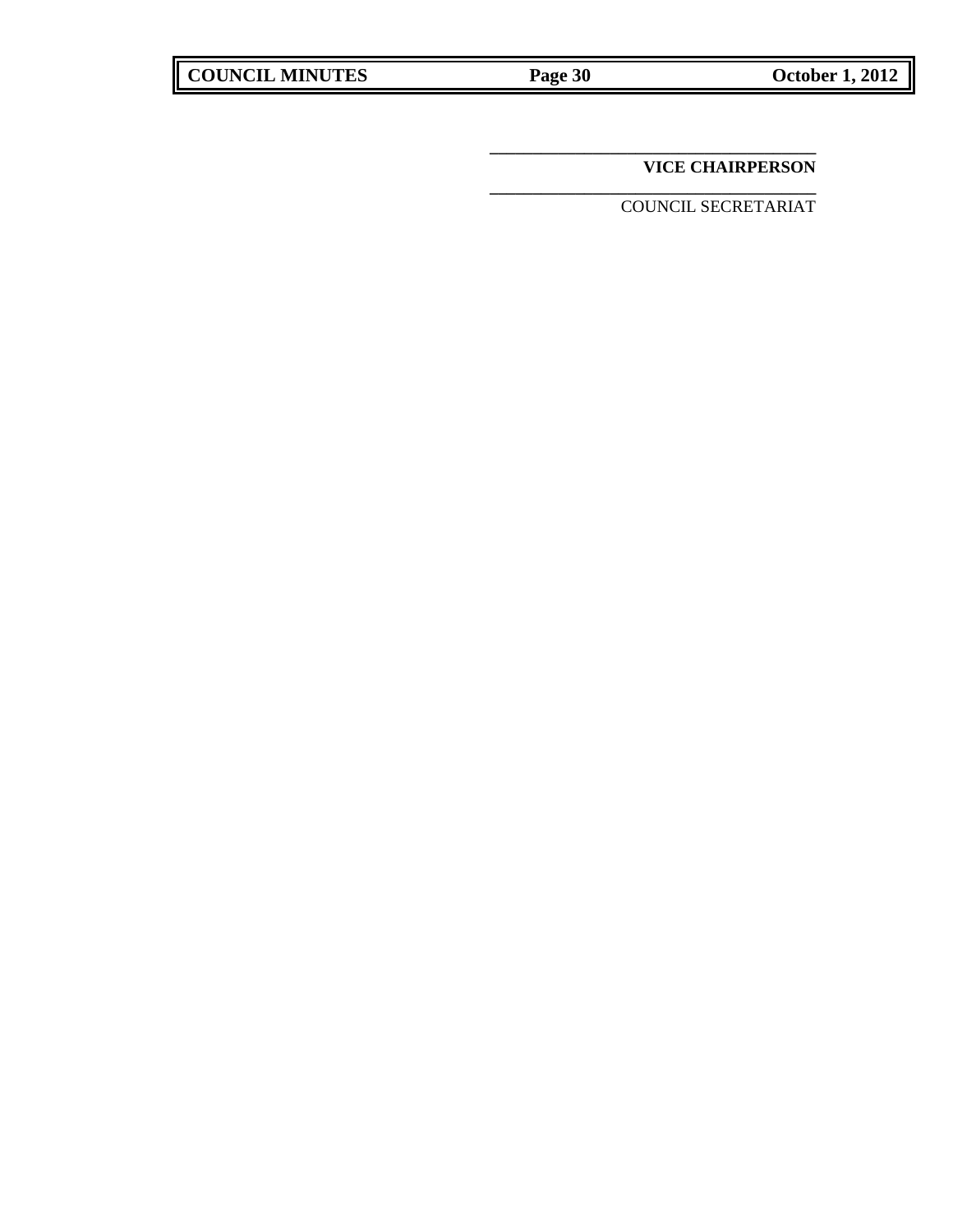\_\_\_\_\_\_\_\_\_\_\_\_\_\_\_\_\_\_\_\_\_\_\_\_\_\_\_\_\_\_\_\_\_\_\_\_\_\_

**VICE CHAIRPERSON**

\_\_\_\_\_\_\_\_\_\_\_\_\_\_\_\_\_\_\_\_\_\_\_\_\_\_\_\_\_\_\_\_\_\_\_\_\_\_

COUNCIL SECRETARIAT